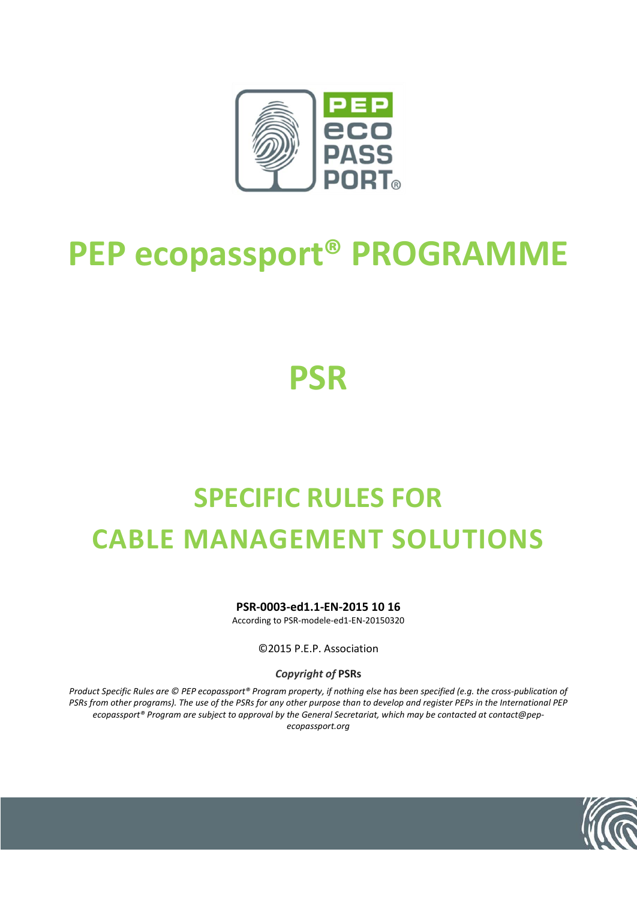# PEP ecopassport® PROGRAMME

# PSR

# SPECIFIC RULES FOR CABLE MANAGEMENT SOLUTIONS

**PSR-0003-ed1.1-EN-2015 10 16**

According to PSR-modele-ed1-EN-20150320

©2015 P.E.P. Association

***Copyright of* PSRs**

*Product Specific Rules are © PEP ecopassport® Program property, if nothing else has been specified (e.g. the cross-publication of PSRs from other programs). The use of the PSRs for any other purpose than to develop and register PEPs in the International PEP ecopassport® Program are subject to approval by the General Secretariat, which may be contacted at contact@pep-ecopassport.org*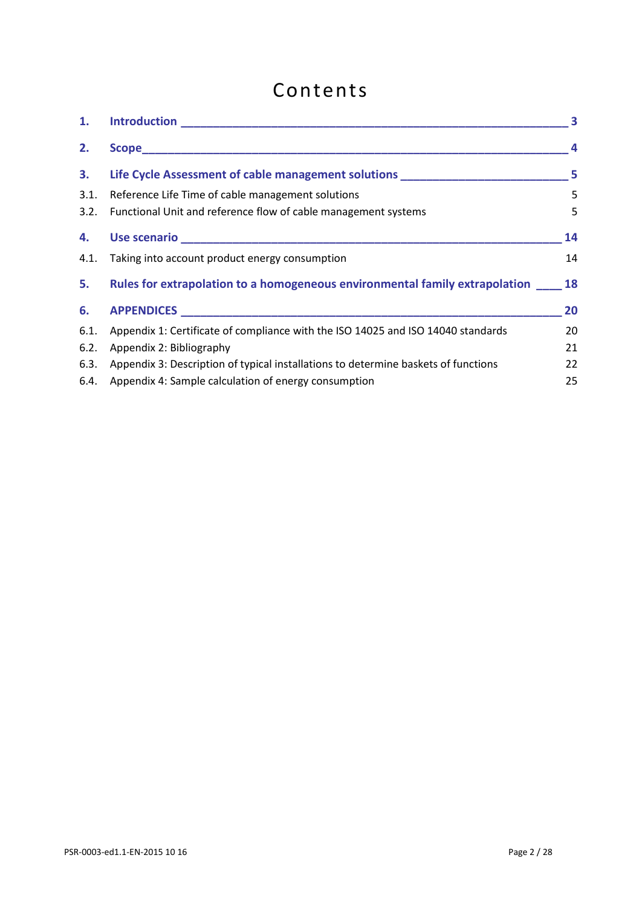# Contents

**1. Introduction** — 3

**2. Scope** — 4

**3. Life Cycle Assessment of cable management solutions** — 5

3.1. Reference Life Time of cable management solutions — 5

3.2. Functional Unit and reference flow of cable management systems — 5

**4. Use scenario** — 14

4.1. Taking into account product energy consumption — 14

**5. Rules for extrapolation to a homogeneous environmental family extrapolation** — 18

**6. APPENDICES** — 20

6.1. Appendix 1: Certificate of compliance with the ISO 14025 and ISO 14040 standards — 20

6.2. Appendix 2: Bibliography — 21

6.3. Appendix 3: Description of typical installations to determine baskets of functions — 22

6.4. Appendix 4: Sample calculation of energy consumption — 25

PSR-0003-ed1.1-EN-2015 10 16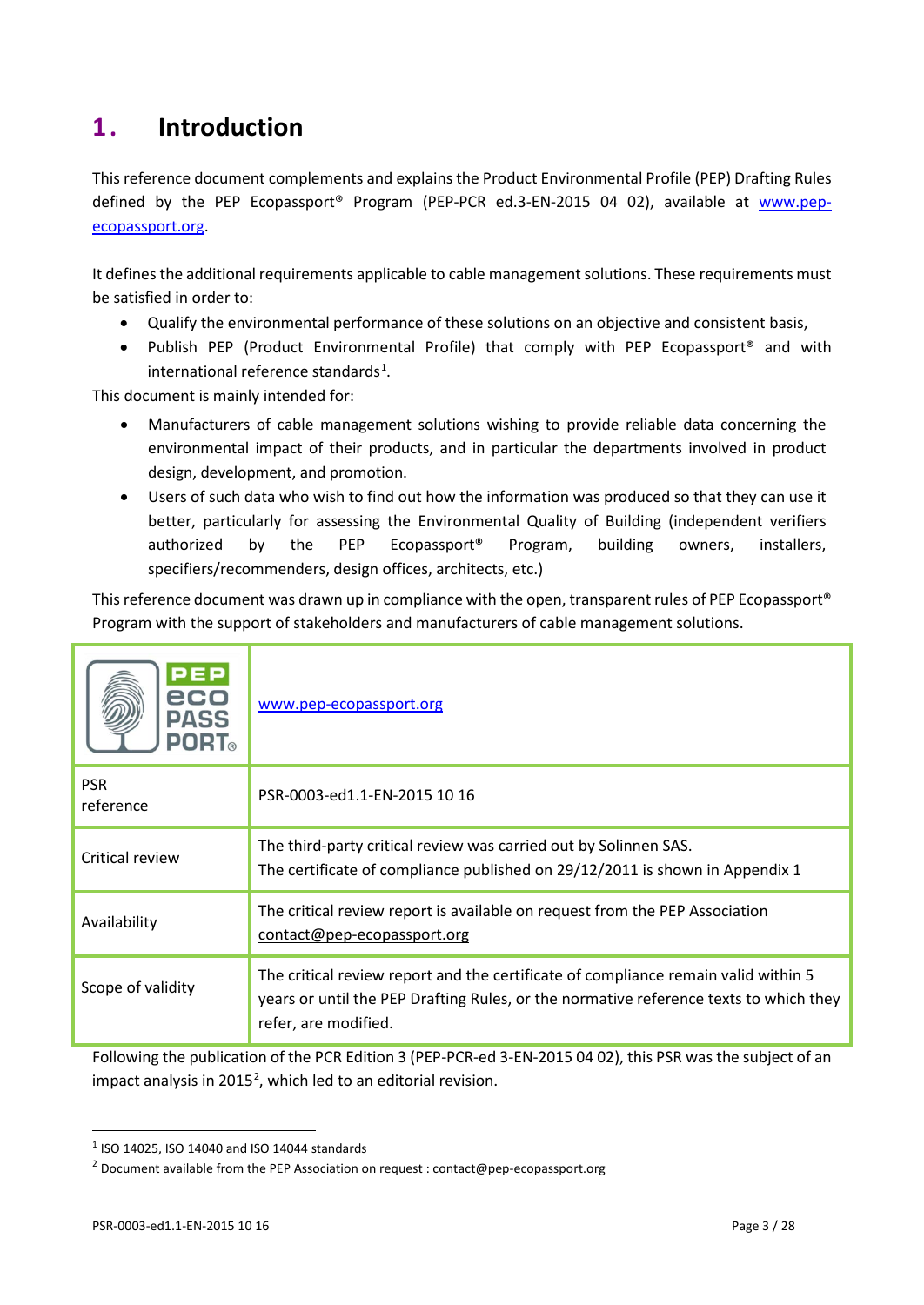# 1. Introduction

This reference document complements and explains the Product Environmental Profile (PEP) Drafting Rules defined by the PEP Ecopassport® Program (PEP-PCR ed.3-EN-2015 04 02), available at www.pep-ecopassport.org.

It defines the additional requirements applicable to cable management solutions. These requirements must be satisfied in order to:

- Qualify the environmental performance of these solutions on an objective and consistent basis,
- Publish PEP (Product Environmental Profile) that comply with PEP Ecopassport® and with international reference standards[1].

This document is mainly intended for:

- Manufacturers of cable management solutions wishing to provide reliable data concerning the environmental impact of their products, and in particular the departments involved in product design, development, and promotion.
- Users of such data who wish to find out how the information was produced so that they can use it better, particularly for assessing the Environmental Quality of Building (independent verifiers authorized by the PEP Ecopassport® Program, building owners, installers, specifiers/recommenders, design offices, architects, etc.)

This reference document was drawn up in compliance with the open, transparent rules of PEP Ecopassport® Program with the support of stakeholders and manufacturers of cable management solutions.

| PEP eco PASS PORT® | www.pep-ecopassport.org |
|---|---|
| PSR reference | PSR-0003-ed1.1-EN-2015 10 16 |
| Critical review | The third-party critical review was carried out by Solinnen SAS.<br>The certificate of compliance published on 29/12/2011 is shown in Appendix 1 |
| Availability | The critical review report is available on request from the PEP Association contact@pep-ecopassport.org |
| Scope of validity | The critical review report and the certificate of compliance remain valid within 5 years or until the PEP Drafting Rules, or the normative reference texts to which they refer, are modified. |

Following the publication of the PCR Edition 3 (PEP-PCR-ed 3-EN-2015 04 02), this PSR was the subject of an impact analysis in 2015[2], which led to an editorial revision.

[1] ISO 14025, ISO 14040 and ISO 14044 standards

[2] Document available from the PEP Association on request : contact@pep-ecopassport.org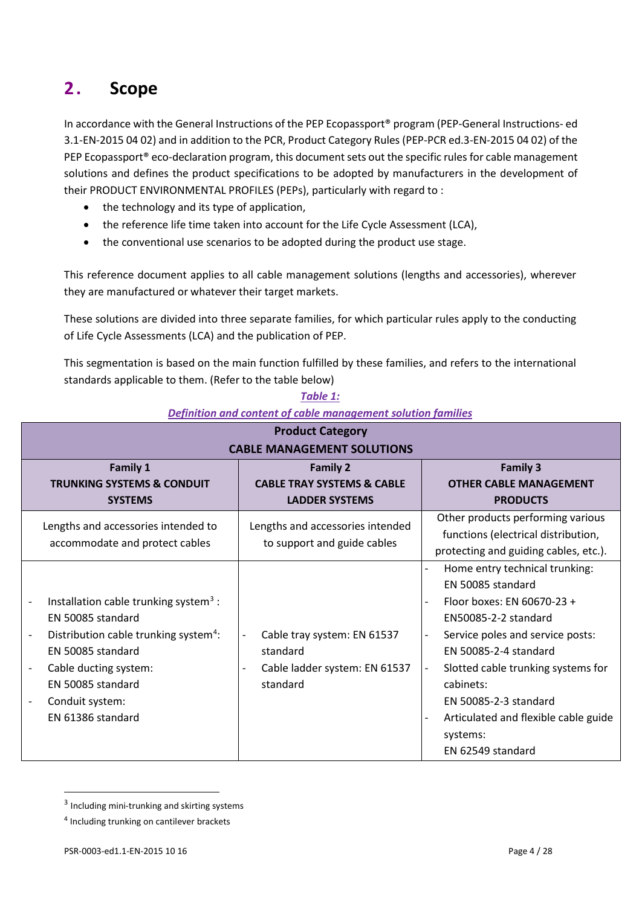## 2. Scope

In accordance with the General Instructions of the PEP Ecopassport® program (PEP-General Instructions- ed 3.1-EN-2015 04 02) and in addition to the PCR, Product Category Rules (PEP-PCR ed.3-EN-2015 04 02) of the PEP Ecopassport® eco-declaration program, this document sets out the specific rules for cable management solutions and defines the product specifications to be adopted by manufacturers in the development of their PRODUCT ENVIRONMENTAL PROFILES (PEPs), particularly with regard to :

- the technology and its type of application,
- the reference life time taken into account for the Life Cycle Assessment (LCA),
- the conventional use scenarios to be adopted during the product use stage.

This reference document applies to all cable management solutions (lengths and accessories), wherever they are manufactured or whatever their target markets.

These solutions are divided into three separate families, for which particular rules apply to the conducting of Life Cycle Assessments (LCA) and the publication of PEP.

This segmentation is based on the main function fulfilled by these families, and refers to the international standards applicable to them. (Refer to the table below)

***Table 1:***
***Definition and content of cable management solution families***

| Product Category CABLE MANAGEMENT SOLUTIONS | | |
|---|---|---|
| **Family 1 TRUNKING SYSTEMS & CONDUIT SYSTEMS** | **Family 2 CABLE TRAY SYSTEMS & CABLE LADDER SYSTEMS** | **Family 3 OTHER CABLE MANAGEMENT PRODUCTS** |
| Lengths and accessories intended to accommodate and protect cables | Lengths and accessories intended to support and guide cables | Other products performing various functions (electrical distribution, protecting and guiding cables, etc.). |
| - Installation cable trunking system[3] : EN 50085 standard<br>- Distribution cable trunking system[4]: EN 50085 standard<br>- Cable ducting system: EN 50085 standard<br>- Conduit system: EN 61386 standard | - Cable tray system: EN 61537 standard<br>- Cable ladder system: EN 61537 standard | - Home entry technical trunking: EN 50085 standard<br>- Floor boxes: EN 60670-23 + EN50085-2-2 standard<br>- Service poles and service posts: EN 50085-2-4 standard<br>- Slotted cable trunking systems for cabinets: EN 50085-2-3 standard<br>- Articulated and flexible cable guide systems: EN 62549 standard |

[3] Including mini-trunking and skirting systems

[4] Including trunking on cantilever brackets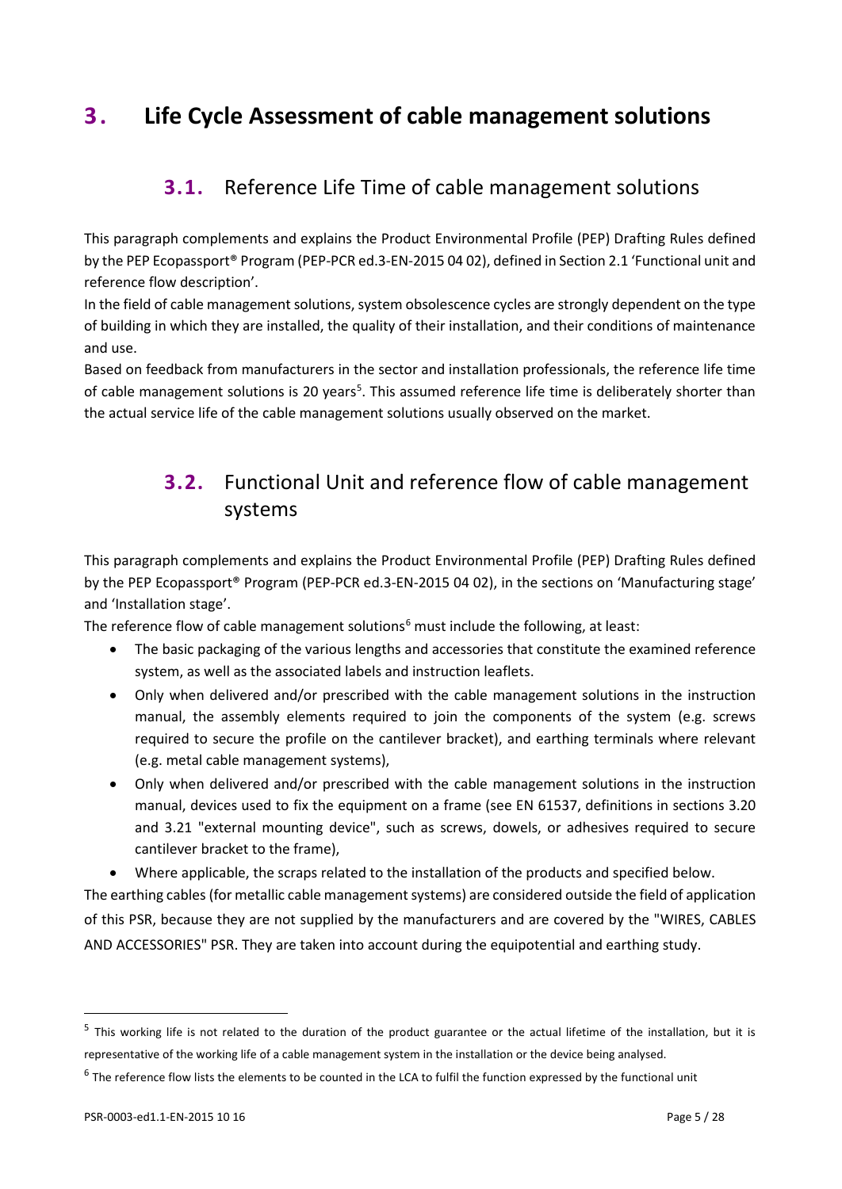# 3. Life Cycle Assessment of cable management solutions

## 3.1. Reference Life Time of cable management solutions

This paragraph complements and explains the Product Environmental Profile (PEP) Drafting Rules defined by the PEP Ecopassport® Program (PEP-PCR ed.3-EN-2015 04 02), defined in Section 2.1 'Functional unit and reference flow description'.

In the field of cable management solutions, system obsolescence cycles are strongly dependent on the type of building in which they are installed, the quality of their installation, and their conditions of maintenance and use.

Based on feedback from manufacturers in the sector and installation professionals, the reference life time of cable management solutions is 20 years[5]. This assumed reference life time is deliberately shorter than the actual service life of the cable management solutions usually observed on the market.

## 3.2. Functional Unit and reference flow of cable management systems

This paragraph complements and explains the Product Environmental Profile (PEP) Drafting Rules defined by the PEP Ecopassport® Program (PEP-PCR ed.3-EN-2015 04 02), in the sections on 'Manufacturing stage' and 'Installation stage'.

The reference flow of cable management solutions[6] must include the following, at least:

- The basic packaging of the various lengths and accessories that constitute the examined reference system, as well as the associated labels and instruction leaflets.
- Only when delivered and/or prescribed with the cable management solutions in the instruction manual, the assembly elements required to join the components of the system (e.g. screws required to secure the profile on the cantilever bracket), and earthing terminals where relevant (e.g. metal cable management systems),
- Only when delivered and/or prescribed with the cable management solutions in the instruction manual, devices used to fix the equipment on a frame (see EN 61537, definitions in sections 3.20 and 3.21 "external mounting device", such as screws, dowels, or adhesives required to secure cantilever bracket to the frame),
- Where applicable, the scraps related to the installation of the products and specified below.

The earthing cables (for metallic cable management systems) are considered outside the field of application of this PSR, because they are not supplied by the manufacturers and are covered by the "WIRES, CABLES AND ACCESSORIES" PSR. They are taken into account during the equipotential and earthing study.

---

[5] This working life is not related to the duration of the product guarantee or the actual lifetime of the installation, but it is representative of the working life of a cable management system in the installation or the device being analysed.

[6] The reference flow lists the elements to be counted in the LCA to fulfil the function expressed by the functional unit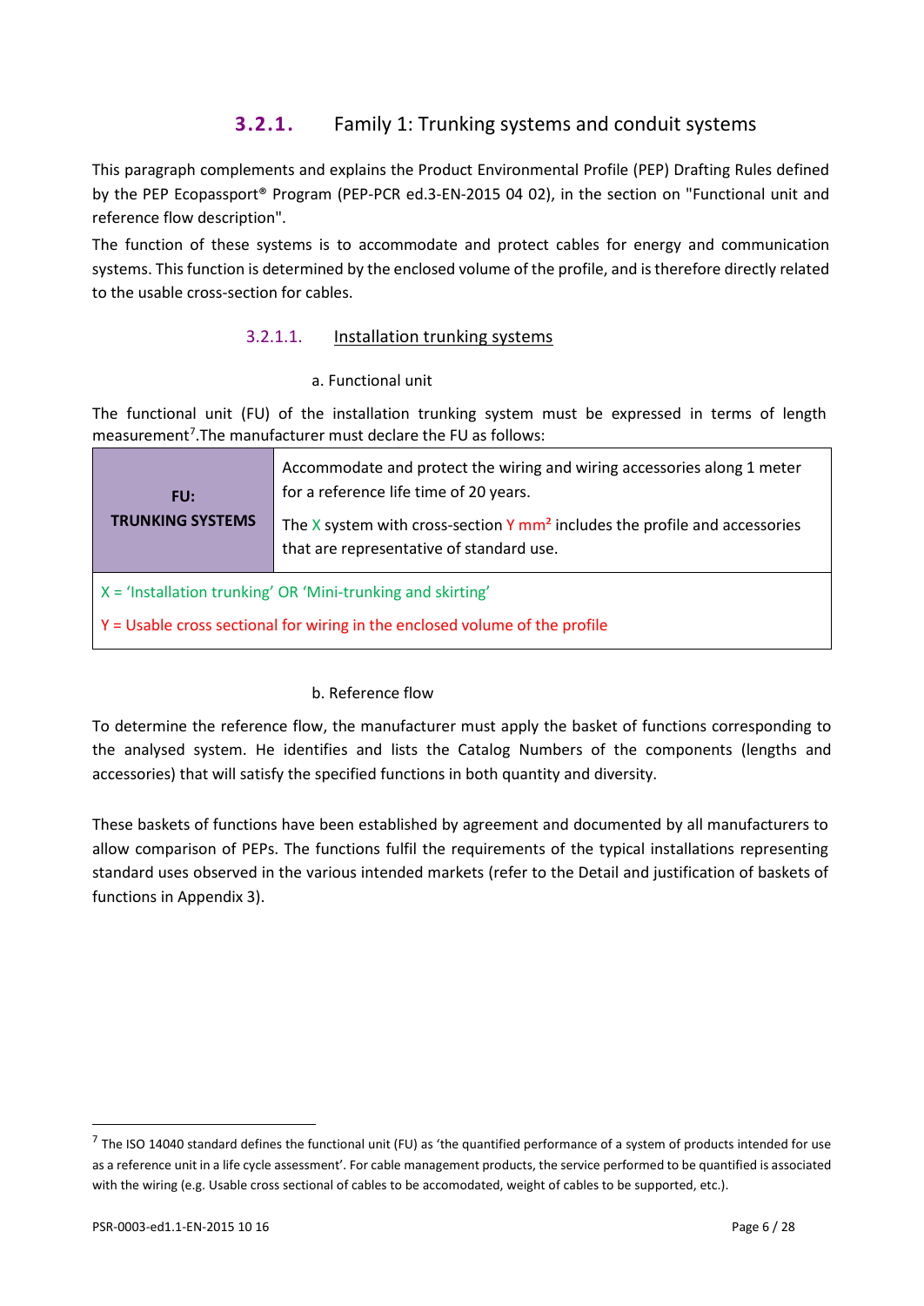### 3.2.1. Family 1: Trunking systems and conduit systems

This paragraph complements and explains the Product Environmental Profile (PEP) Drafting Rules defined by the PEP Ecopassport® Program (PEP-PCR ed.3-EN-2015 04 02), in the section on "Functional unit and reference flow description".

The function of these systems is to accommodate and protect cables for energy and communication systems. This function is determined by the enclosed volume of the profile, and is therefore directly related to the usable cross-section for cables.

#### 3.2.1.1. Installation trunking systems

a. Functional unit

The functional unit (FU) of the installation trunking system must be expressed in terms of length measurement[7].The manufacturer must declare the FU as follows:

| **FU: TRUNKING SYSTEMS** | Accommodate and protect the wiring and wiring accessories along 1 meter for a reference life time of 20 years.<br>The X system with cross-section Y mm² includes the profile and accessories that are representative of standard use. |
|---|---|
| X = 'Installation trunking' OR 'Mini-trunking and skirting'<br>Y = Usable cross sectional for wiring in the enclosed volume of the profile | |

b. Reference flow

To determine the reference flow, the manufacturer must apply the basket of functions corresponding to the analysed system. He identifies and lists the Catalog Numbers of the components (lengths and accessories) that will satisfy the specified functions in both quantity and diversity.

These baskets of functions have been established by agreement and documented by all manufacturers to allow comparison of PEPs. The functions fulfil the requirements of the typical installations representing standard uses observed in the various intended markets (refer to the Detail and justification of baskets of functions in Appendix 3).

---

[7] The ISO 14040 standard defines the functional unit (FU) as 'the quantified performance of a system of products intended for use as a reference unit in a life cycle assessment'. For cable management products, the service performed to be quantified is associated with the wiring (e.g. Usable cross sectional of cables to be accomodated, weight of cables to be supported, etc.).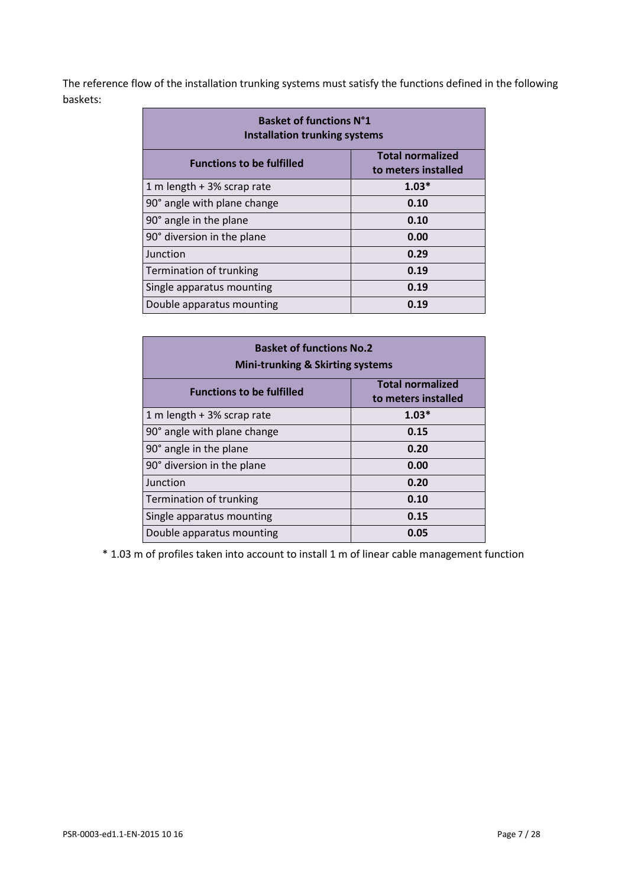The reference flow of the installation trunking systems must satisfy the functions defined in the following baskets:

| Basket of functions N°1<br>Installation trunking systems | |
|---|---|
| **Functions to be fulfilled** | **Total normalized to meters installed** |
| 1 m length + 3% scrap rate | **1.03*** |
| 90° angle with plane change | **0.10** |
| 90° angle in the plane | **0.10** |
| 90° diversion in the plane | **0.00** |
| Junction | **0.29** |
| Termination of trunking | **0.19** |
| Single apparatus mounting | **0.19** |
| Double apparatus mounting | **0.19** |

| Basket of functions No.2<br>Mini-trunking & Skirting systems | |
|---|---|
| **Functions to be fulfilled** | **Total normalized to meters installed** |
| 1 m length + 3% scrap rate | **1.03*** |
| 90° angle with plane change | **0.15** |
| 90° angle in the plane | **0.20** |
| 90° diversion in the plane | **0.00** |
| Junction | **0.20** |
| Termination of trunking | **0.10** |
| Single apparatus mounting | **0.15** |
| Double apparatus mounting | **0.05** |

* 1.03 m of profiles taken into account to install 1 m of linear cable management function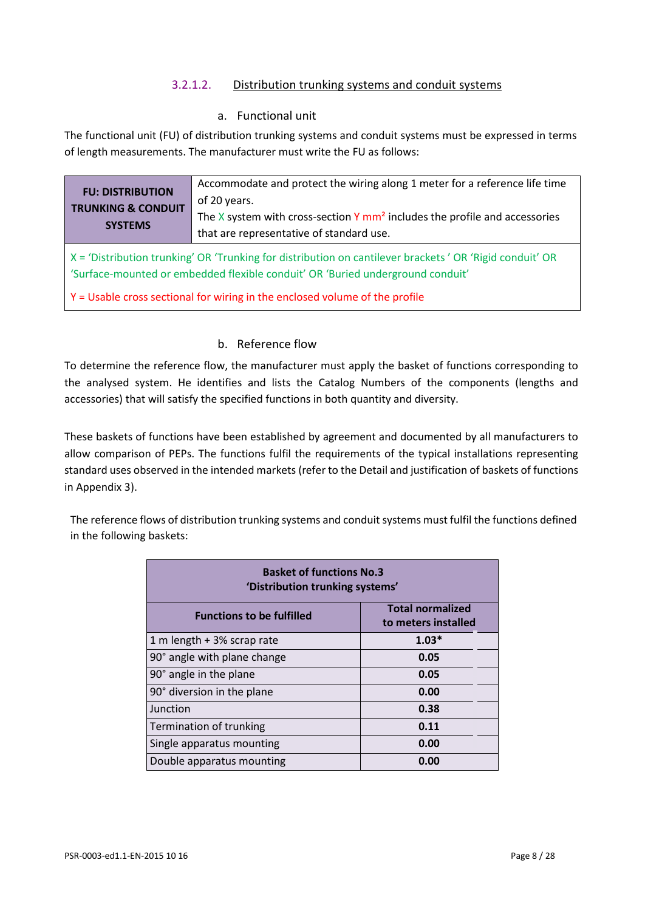#### 3.2.1.2. Distribution trunking systems and conduit systems

a. Functional unit

The functional unit (FU) of distribution trunking systems and conduit systems must be expressed in terms of length measurements. The manufacturer must write the FU as follows:

| **FU: DISTRIBUTION TRUNKING & CONDUIT SYSTEMS** | Accommodate and protect the wiring along 1 meter for a reference life time of 20 years. The X system with cross-section Y mm² includes the profile and accessories that are representative of standard use. |
|---|---|
| X = 'Distribution trunking' OR 'Trunking for distribution on cantilever brackets ' OR 'Rigid conduit' OR 'Surface-mounted or embedded flexible conduit' OR 'Buried underground conduit' | |
| Y = Usable cross sectional for wiring in the enclosed volume of the profile | |

b. Reference flow

To determine the reference flow, the manufacturer must apply the basket of functions corresponding to the analysed system. He identifies and lists the Catalog Numbers of the components (lengths and accessories) that will satisfy the specified functions in both quantity and diversity.

These baskets of functions have been established by agreement and documented by all manufacturers to allow comparison of PEPs. The functions fulfil the requirements of the typical installations representing standard uses observed in the intended markets (refer to the Detail and justification of baskets of functions in Appendix 3).

The reference flows of distribution trunking systems and conduit systems must fulfil the functions defined in the following baskets:

| **Basket of functions No.3 'Distribution trunking systems'** | |
|---|---|
| **Functions to be fulfilled** | **Total normalized to meters installed** |
| 1 m length + 3% scrap rate | **1.03*** |
| 90° angle with plane change | **0.05** |
| 90° angle in the plane | **0.05** |
| 90° diversion in the plane | **0.00** |
| Junction | **0.38** |
| Termination of trunking | **0.11** |
| Single apparatus mounting | **0.00** |
| Double apparatus mounting | **0.00** |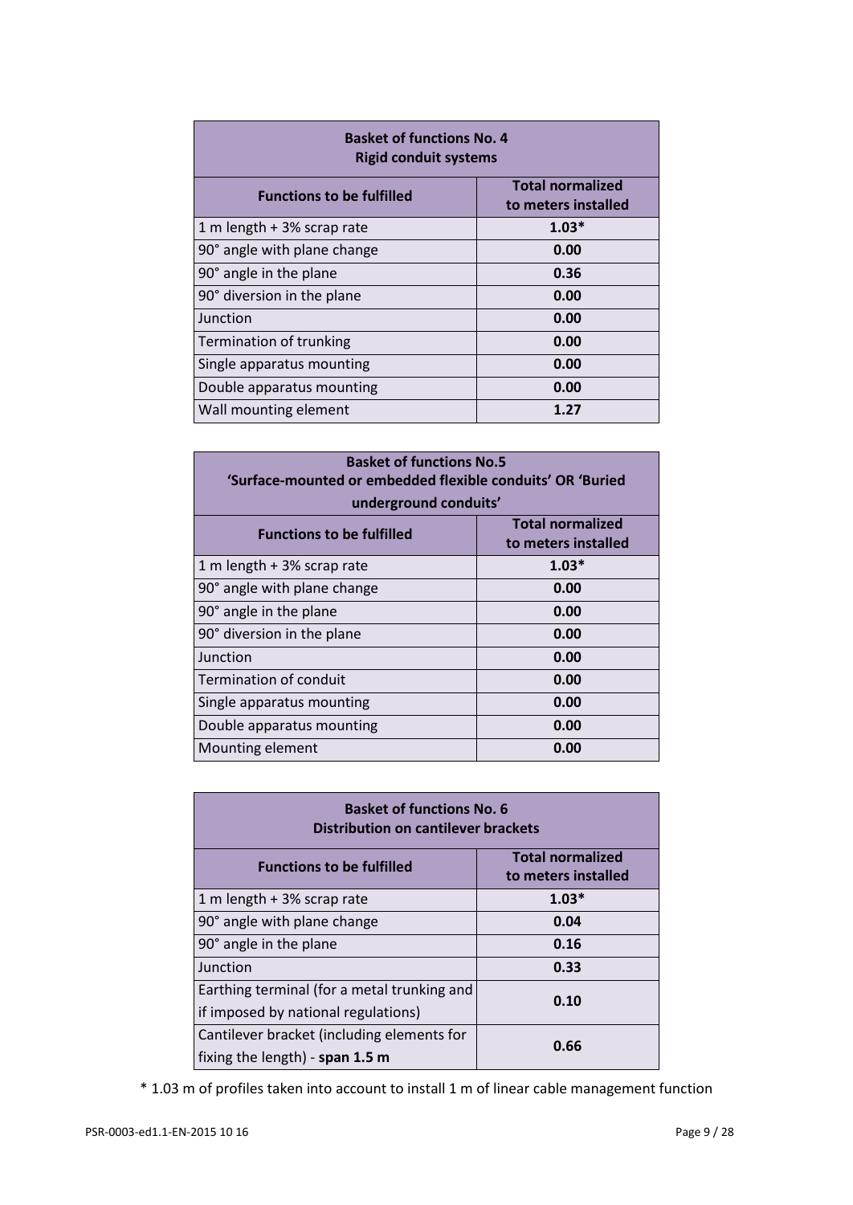| Basket of functions No. 4<br>Rigid conduit systems | |
|---|---|
| **Functions to be fulfilled** | **Total normalized to meters installed** |
| 1 m length + 3% scrap rate | **1.03*** |
| 90° angle with plane change | **0.00** |
| 90° angle in the plane | **0.36** |
| 90° diversion in the plane | **0.00** |
| Junction | **0.00** |
| Termination of trunking | **0.00** |
| Single apparatus mounting | **0.00** |
| Double apparatus mounting | **0.00** |
| Wall mounting element | **1.27** |

| Basket of functions No.5<br>'Surface-mounted or embedded flexible conduits' OR 'Buried underground conduits' | |
|---|---|
| **Functions to be fulfilled** | **Total normalized to meters installed** |
| 1 m length + 3% scrap rate | **1.03*** |
| 90° angle with plane change | **0.00** |
| 90° angle in the plane | **0.00** |
| 90° diversion in the plane | **0.00** |
| Junction | **0.00** |
| Termination of conduit | **0.00** |
| Single apparatus mounting | **0.00** |
| Double apparatus mounting | **0.00** |
| Mounting element | **0.00** |

| Basket of functions No. 6<br>Distribution on cantilever brackets | |
|---|---|
| **Functions to be fulfilled** | **Total normalized to meters installed** |
| 1 m length + 3% scrap rate | **1.03*** |
| 90° angle with plane change | **0.04** |
| 90° angle in the plane | **0.16** |
| Junction | **0.33** |
| Earthing terminal (for a metal trunking and if imposed by national regulations) | **0.10** |
| Cantilever bracket (including elements for fixing the length) - **span 1.5 m** | **0.66** |

* 1.03 m of profiles taken into account to install 1 m of linear cable management function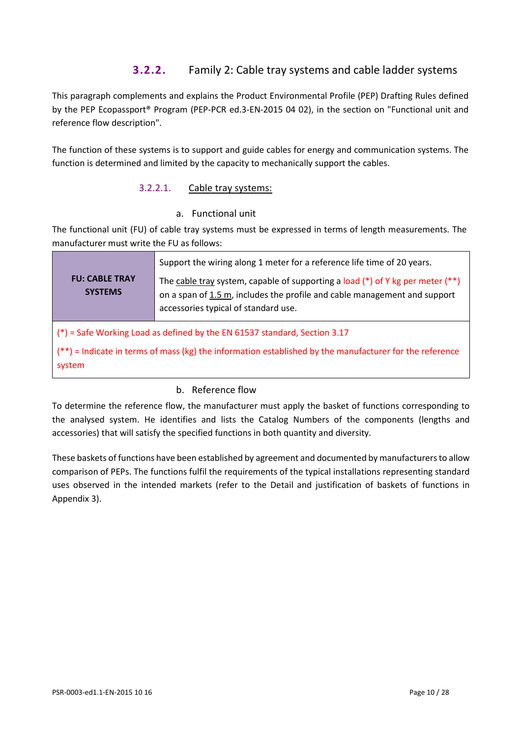### 3.2.2. Family 2: Cable tray systems and cable ladder systems

This paragraph complements and explains the Product Environmental Profile (PEP) Drafting Rules defined by the PEP Ecopassport® Program (PEP-PCR ed.3-EN-2015 04 02), in the section on "Functional unit and reference flow description".

The function of these systems is to support and guide cables for energy and communication systems. The function is determined and limited by the capacity to mechanically support the cables.

#### 3.2.2.1. Cable tray systems:

a. Functional unit

The functional unit (FU) of cable tray systems must be expressed in terms of length measurements. The manufacturer must write the FU as follows:

| **FU: CABLE TRAY SYSTEMS** | Support the wiring along 1 meter for a reference life time of 20 years.<br><br>The cable tray system, capable of supporting a load (*) of Y kg per meter (**) on a span of 1.5 m, includes the profile and cable management and support accessories typical of standard use. |
|---|---|
| (*) = Safe Working Load as defined by the EN 61537 standard, Section 3.17<br><br>(**) = Indicate in terms of mass (kg) the information established by the manufacturer for the reference system | |

b. Reference flow

To determine the reference flow, the manufacturer must apply the basket of functions corresponding to the analysed system. He identifies and lists the Catalog Numbers of the components (lengths and accessories) that will satisfy the specified functions in both quantity and diversity.

These baskets of functions have been established by agreement and documented by manufacturers to allow comparison of PEPs. The functions fulfil the requirements of the typical installations representing standard uses observed in the intended markets (refer to the Detail and justification of baskets of functions in Appendix 3).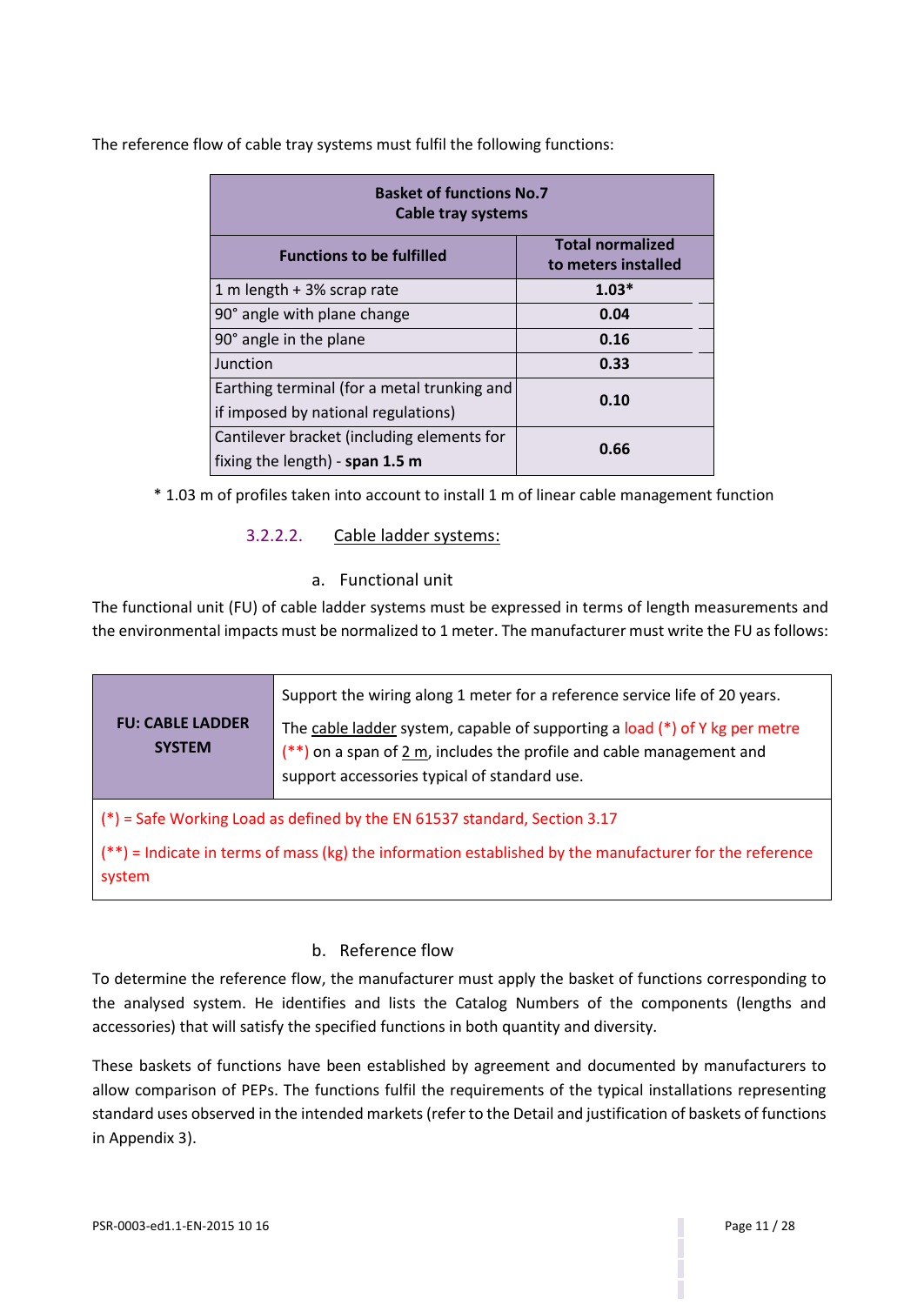The reference flow of cable tray systems must fulfil the following functions:

| **Basket of functions No.7<br>Cable tray systems** | |
|---|---|
| **Functions to be fulfilled** | **Total normalized to meters installed** |
| 1 m length + 3% scrap rate | **1.03*** |
| 90° angle with plane change | **0.04** |
| 90° angle in the plane | **0.16** |
| Junction | **0.33** |
| Earthing terminal (for a metal trunking and if imposed by national regulations) | **0.10** |
| Cantilever bracket (including elements for fixing the length) - **span 1.5 m** | **0.66** |

* 1.03 m of profiles taken into account to install 1 m of linear cable management function

#### 3.2.2.2. Cable ladder systems:

##### a. Functional unit

The functional unit (FU) of cable ladder systems must be expressed in terms of length measurements and the environmental impacts must be normalized to 1 meter. The manufacturer must write the FU as follows:

| **FU: CABLE LADDER SYSTEM** | Support the wiring along 1 meter for a reference service life of 20 years.<br>The cable ladder system, capable of supporting a load (*) of Y kg per metre (**) on a span of 2 m, includes the profile and cable management and support accessories typical of standard use. |
|---|---|
| (*) = Safe Working Load as defined by the EN 61537 standard, Section 3.17<br>(**) = Indicate in terms of mass (kg) the information established by the manufacturer for the reference system | |

##### b. Reference flow

To determine the reference flow, the manufacturer must apply the basket of functions corresponding to the analysed system. He identifies and lists the Catalog Numbers of the components (lengths and accessories) that will satisfy the specified functions in both quantity and diversity.

These baskets of functions have been established by agreement and documented by manufacturers to allow comparison of PEPs. The functions fulfil the requirements of the typical installations representing standard uses observed in the intended markets (refer to the Detail and justification of baskets of functions in Appendix 3).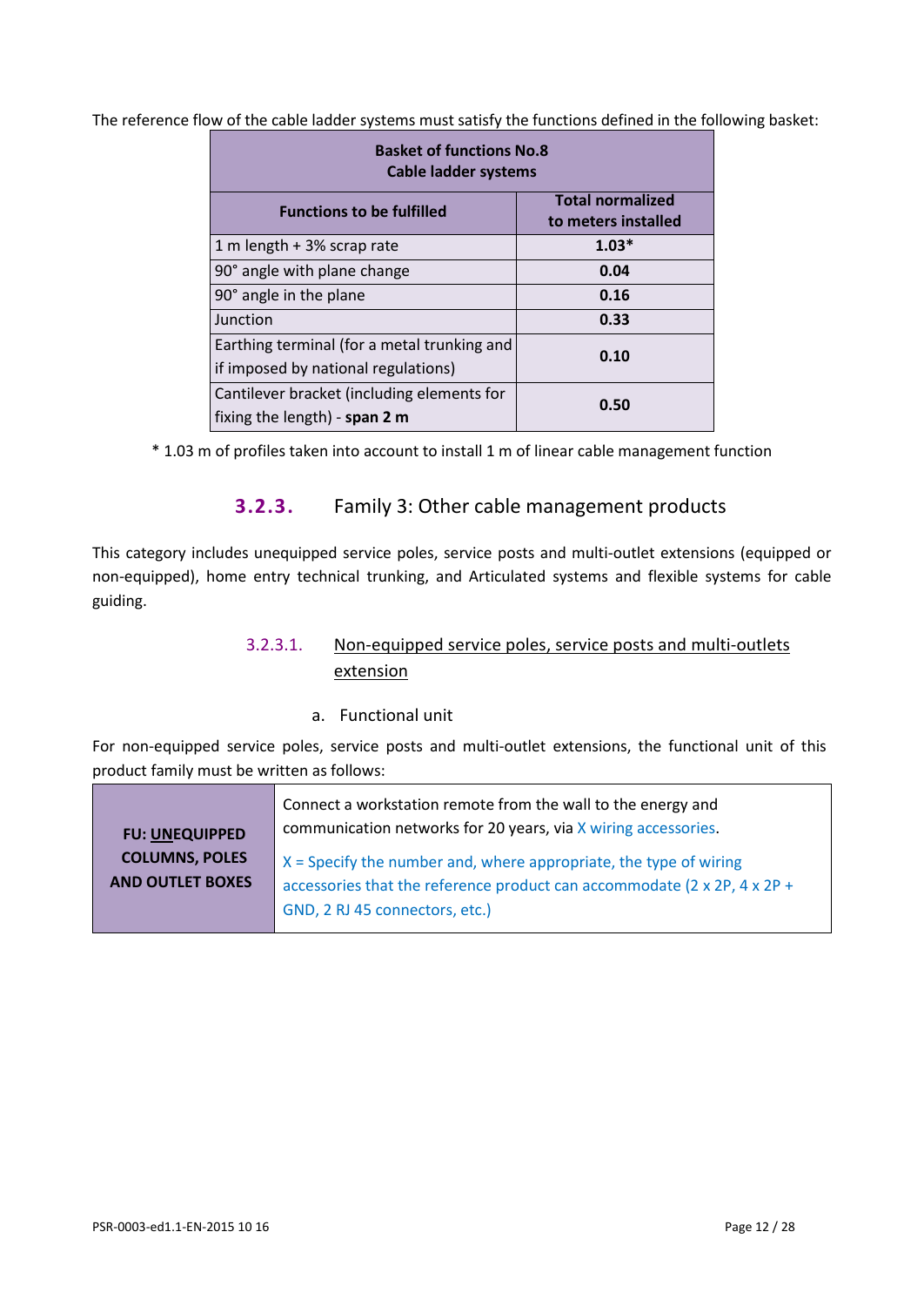The reference flow of the cable ladder systems must satisfy the functions defined in the following basket:

| **Basket of functions No.8 Cable ladder systems** | |
|---|---|
| **Functions to be fulfilled** | **Total normalized to meters installed** |
| 1 m length + 3% scrap rate | **1.03*** |
| 90° angle with plane change | **0.04** |
| 90° angle in the plane | **0.16** |
| Junction | **0.33** |
| Earthing terminal (for a metal trunking and if imposed by national regulations) | **0.10** |
| Cantilever bracket (including elements for fixing the length) - **span 2 m** | **0.50** |

* 1.03 m of profiles taken into account to install 1 m of linear cable management function

### 3.2.3. Family 3: Other cable management products

This category includes unequipped service poles, service posts and multi-outlet extensions (equipped or non-equipped), home entry technical trunking, and Articulated systems and flexible systems for cable guiding.

#### 3.2.3.1. Non-equipped service poles, service posts and multi-outlets extension

a. Functional unit

For non-equipped service poles, service posts and multi-outlet extensions, the functional unit of this product family must be written as follows:

| **FU: UNEQUIPPED COLUMNS, POLES AND OUTLET BOXES** | Connect a workstation remote from the wall to the energy and communication networks for 20 years, via X wiring accessories. X = Specify the number and, where appropriate, the type of wiring accessories that the reference product can accommodate (2 x 2P, 4 x 2P + GND, 2 RJ 45 connectors, etc.) |
|---|---|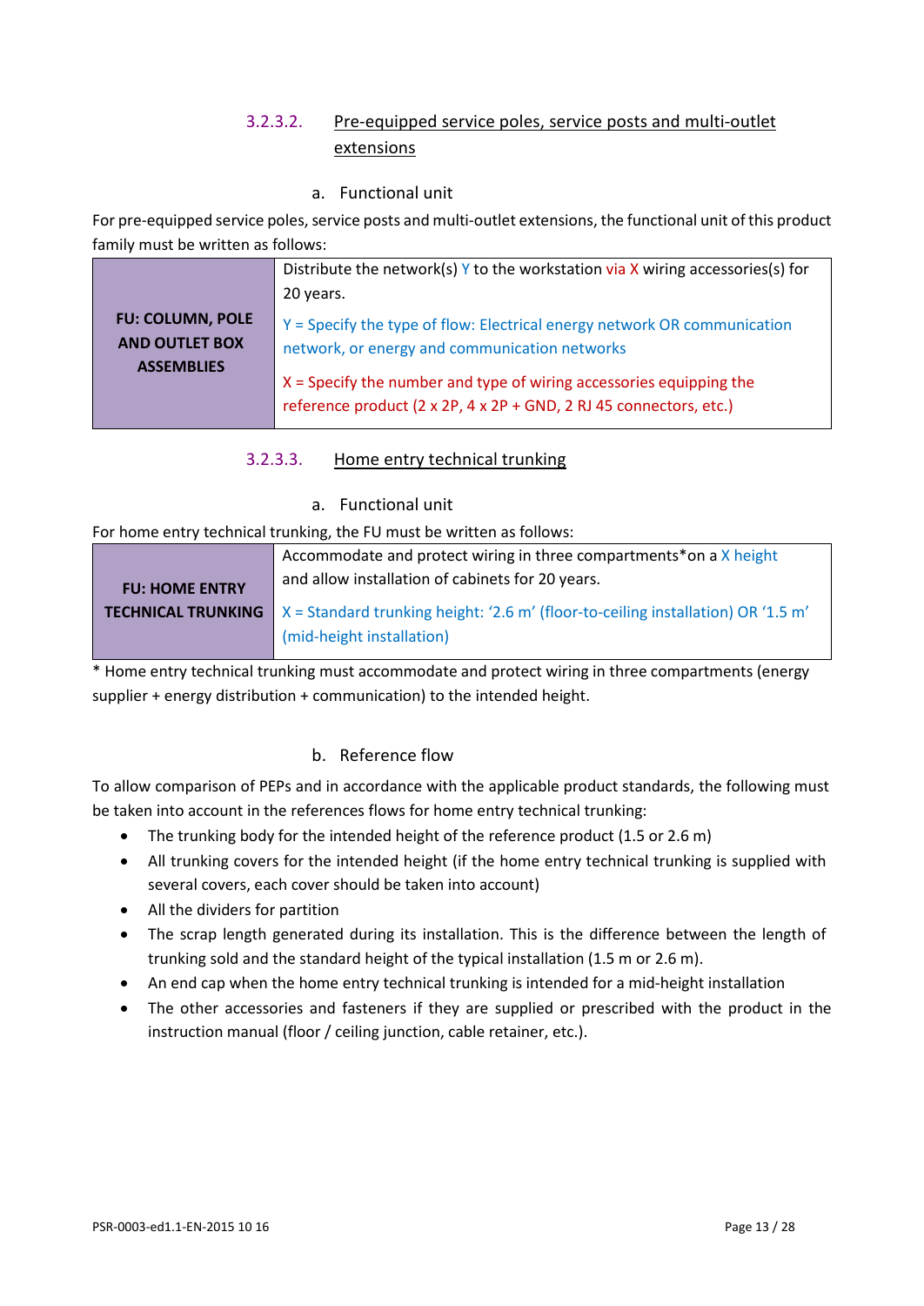#### 3.2.3.2. Pre-equipped service poles, service posts and multi-outlet extensions

a. Functional unit

For pre-equipped service poles, service posts and multi-outlet extensions, the functional unit of this product family must be written as follows:

| **FU: COLUMN, POLE AND OUTLET BOX ASSEMBLIES** | Distribute the network(s) Y to the workstation via X wiring accessories(s) for 20 years.<br><br>Y = Specify the type of flow: Electrical energy network OR communication network, or energy and communication networks<br><br>X = Specify the number and type of wiring accessories equipping the reference product (2 x 2P, 4 x 2P + GND, 2 RJ 45 connectors, etc.) |
|---|---|

#### 3.2.3.3. Home entry technical trunking

a. Functional unit

For home entry technical trunking, the FU must be written as follows:

| **FU: HOME ENTRY TECHNICAL TRUNKING** | Accommodate and protect wiring in three compartments*on a X height and allow installation of cabinets for 20 years.<br><br>X = Standard trunking height: '2.6 m' (floor-to-ceiling installation) OR '1.5 m' (mid-height installation) |
|---|---|

* Home entry technical trunking must accommodate and protect wiring in three compartments (energy supplier + energy distribution + communication) to the intended height.

b. Reference flow

To allow comparison of PEPs and in accordance with the applicable product standards, the following must be taken into account in the references flows for home entry technical trunking:

- The trunking body for the intended height of the reference product (1.5 or 2.6 m)
- All trunking covers for the intended height (if the home entry technical trunking is supplied with several covers, each cover should be taken into account)
- All the dividers for partition
- The scrap length generated during its installation. This is the difference between the length of trunking sold and the standard height of the typical installation (1.5 m or 2.6 m).
- An end cap when the home entry technical trunking is intended for a mid-height installation
- The other accessories and fasteners if they are supplied or prescribed with the product in the instruction manual (floor / ceiling junction, cable retainer, etc.).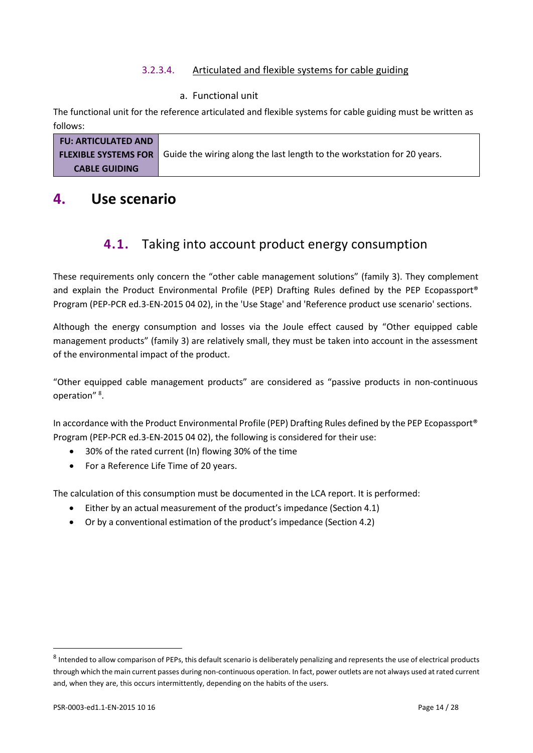#### 3.2.3.4. Articulated and flexible systems for cable guiding

a. Functional unit

The functional unit for the reference articulated and flexible systems for cable guiding must be written as follows:

| FU: ARTICULATED AND FLEXIBLE SYSTEMS FOR CABLE GUIDING | Guide the wiring along the last length to the workstation for 20 years. |
| --- | --- |

# 4. Use scenario

## 4.1. Taking into account product energy consumption

These requirements only concern the "other cable management solutions" (family 3). They complement and explain the Product Environmental Profile (PEP) Drafting Rules defined by the PEP Ecopassport® Program (PEP-PCR ed.3-EN-2015 04 02), in the 'Use Stage' and 'Reference product use scenario' sections.

Although the energy consumption and losses via the Joule effect caused by "Other equipped cable management products" (family 3) are relatively small, they must be taken into account in the assessment of the environmental impact of the product.

"Other equipped cable management products" are considered as "passive products in non-continuous operation" [8].

In accordance with the Product Environmental Profile (PEP) Drafting Rules defined by the PEP Ecopassport® Program (PEP-PCR ed.3-EN-2015 04 02), the following is considered for their use:

- 30% of the rated current (In) flowing 30% of the time
- For a Reference Life Time of 20 years.

The calculation of this consumption must be documented in the LCA report. It is performed:

- Either by an actual measurement of the product's impedance (Section 4.1)
- Or by a conventional estimation of the product's impedance (Section 4.2)

[8] Intended to allow comparison of PEPs, this default scenario is deliberately penalizing and represents the use of electrical products through which the main current passes during non-continuous operation. In fact, power outlets are not always used at rated current and, when they are, this occurs intermittently, depending on the habits of the users.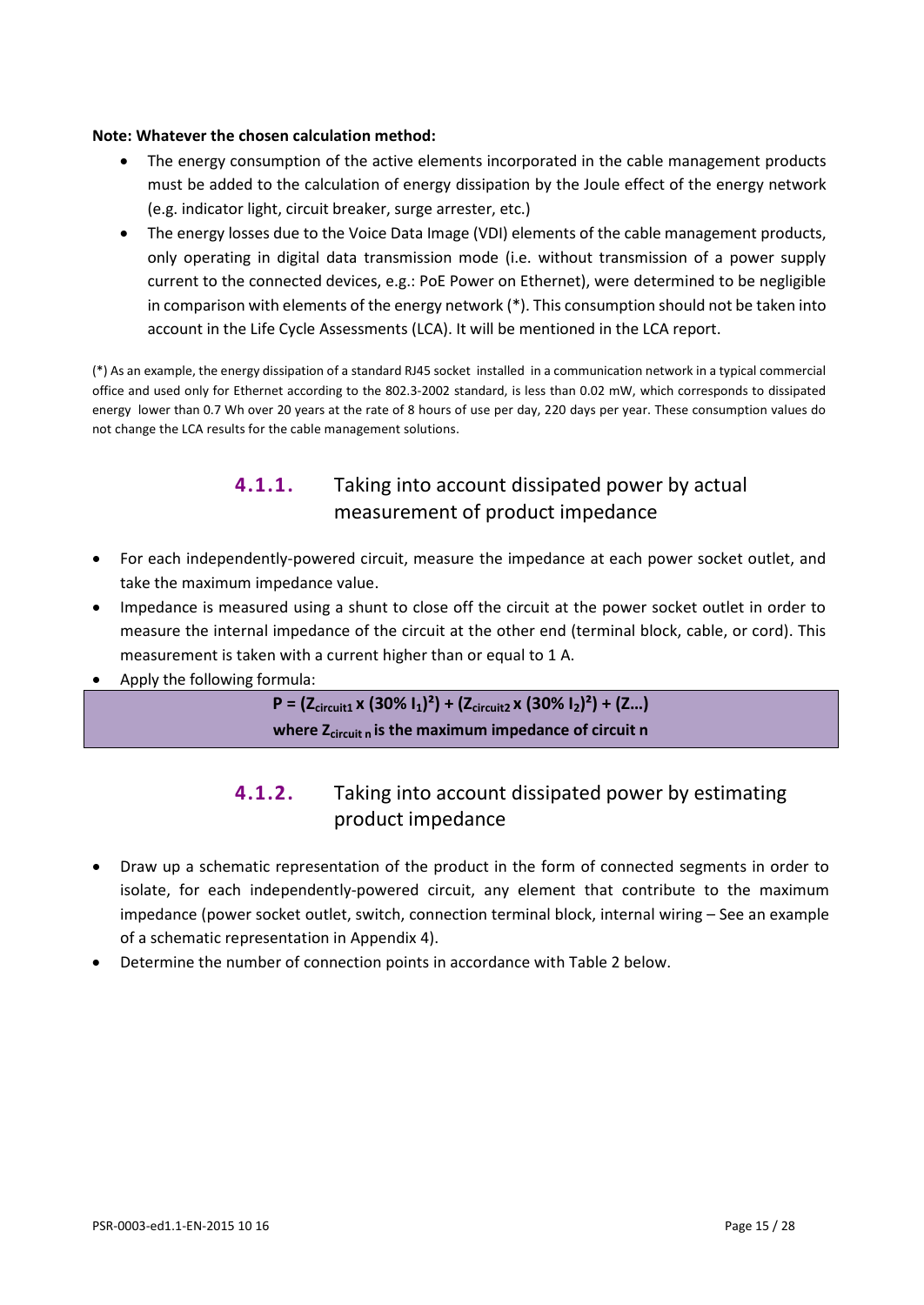**Note: Whatever the chosen calculation method:**

- The energy consumption of the active elements incorporated in the cable management products must be added to the calculation of energy dissipation by the Joule effect of the energy network (e.g. indicator light, circuit breaker, surge arrester, etc.)
- The energy losses due to the Voice Data Image (VDI) elements of the cable management products, only operating in digital data transmission mode (i.e. without transmission of a power supply current to the connected devices, e.g.: PoE Power on Ethernet), were determined to be negligible in comparison with elements of the energy network (*). This consumption should not be taken into account in the Life Cycle Assessments (LCA). It will be mentioned in the LCA report.

(*) As an example, the energy dissipation of a standard RJ45 socket installed in a communication network in a typical commercial office and used only for Ethernet according to the 802.3-2002 standard, is less than 0.02 mW, which corresponds to dissipated energy lower than 0.7 Wh over 20 years at the rate of 8 hours of use per day, 220 days per year. These consumption values do not change the LCA results for the cable management solutions.

### 4.1.1. Taking into account dissipated power by actual measurement of product impedance

- For each independently-powered circuit, measure the impedance at each power socket outlet, and take the maximum impedance value.
- Impedance is measured using a shunt to close off the circuit at the power socket outlet in order to measure the internal impedance of the circuit at the other end (terminal block, cable, or cord). This measurement is taken with a current higher than or equal to 1 A.
- Apply the following formula:

$$P = (Z_{circuit1} \times (30\%\ I_1)^2) + (Z_{circuit2} \times (30\%\ I_2)^2) + (Z\ldots)$$

**where $Z_{circuit\ n}$ is the maximum impedance of circuit n**

### 4.1.2. Taking into account dissipated power by estimating product impedance

- Draw up a schematic representation of the product in the form of connected segments in order to isolate, for each independently-powered circuit, any element that contribute to the maximum impedance (power socket outlet, switch, connection terminal block, internal wiring – See an example of a schematic representation in Appendix 4).
- Determine the number of connection points in accordance with Table 2 below.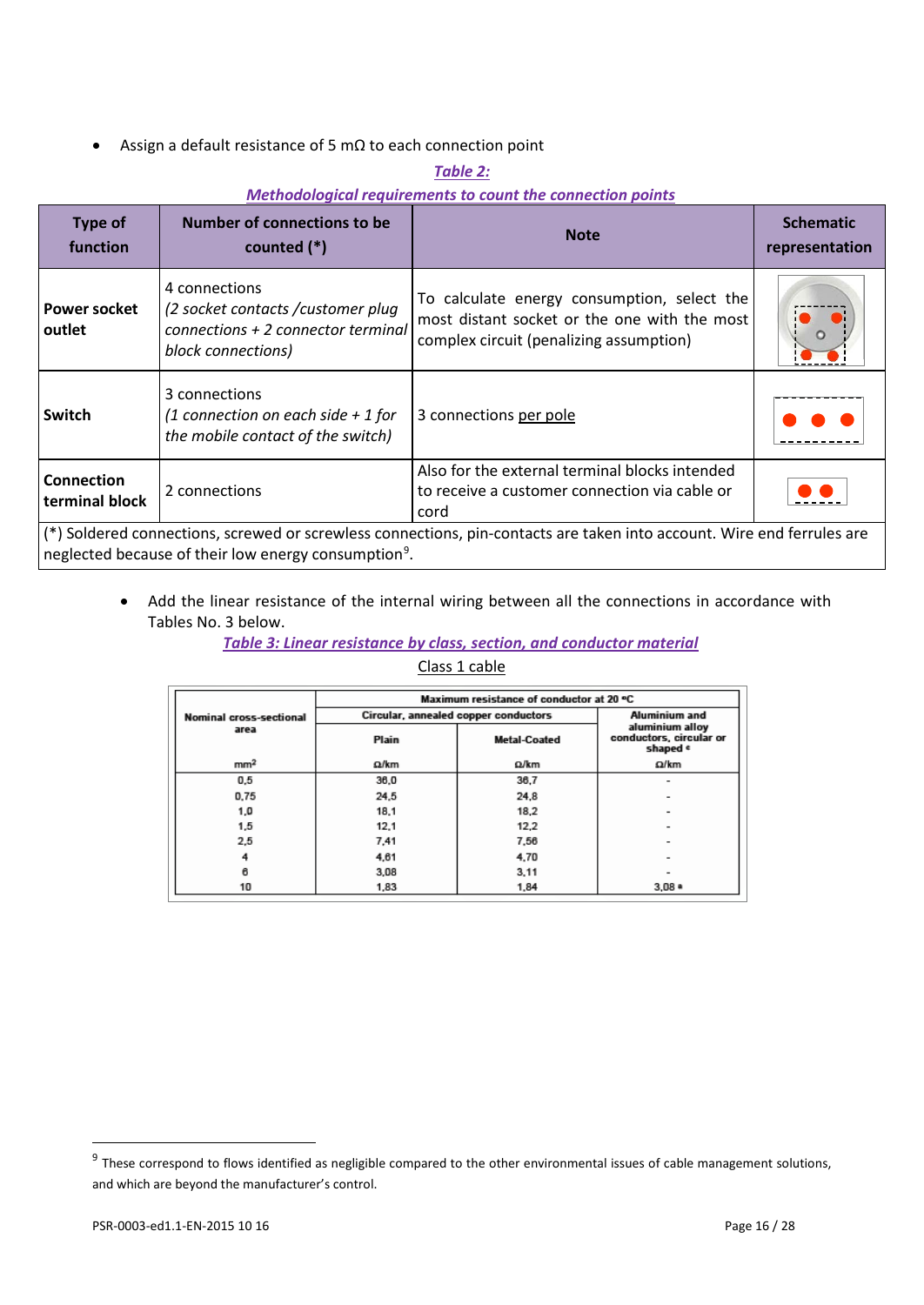- Assign a default resistance of 5 mΩ to each connection point

***Table 2:***
***Methodological requirements to count the connection points***

| Type of function | Number of connections to be counted (*) | Note | Schematic representation |
|---|---|---|---|
| **Power socket outlet** | 4 connections<br>*(2 socket contacts /customer plug connections + 2 connector terminal block connections)* | To calculate energy consumption, select the most distant socket or the one with the most complex circuit (penalizing assumption) | |
| **Switch** | 3 connections<br>*(1 connection on each side + 1 for the mobile contact of the switch)* | 3 connections per pole | |
| **Connection terminal block** | 2 connections | Also for the external terminal blocks intended to receive a customer connection via cable or cord | |
| (*) Soldered connections, screwed or screwless connections, pin-contacts are taken into account. Wire end ferrules are neglected because of their low energy consumption[9]. | | | |

- Add the linear resistance of the internal wiring between all the connections in accordance with Tables No. 3 below.

***Table 3: Linear resistance by class, section, and conductor material***

Class 1 cable

| Nominal cross-sectional area | Maximum resistance of conductor at 20 °C | | |
|---|---|---|---|
| | Circular, annealed copper conductors | | Aluminium and aluminium alloy conductors, circular or shaped c |
| | Plain | Metal-Coated | |
| mm² | Ω/km | Ω/km | Ω/km |
| 0,5 | 36,0 | 36,7 | - |
| 0,75 | 24,5 | 24,8 | - |
| 1,0 | 18,1 | 18,2 | - |
| 1,5 | 12,1 | 12,2 | - |
| 2,5 | 7,41 | 7,56 | - |
| 4 | 4,61 | 4,70 | - |
| 6 | 3,08 | 3,11 | - |
| 10 | 1,83 | 1,84 | 3,08 a |

[9] These correspond to flows identified as negligible compared to the other environmental issues of cable management solutions, and which are beyond the manufacturer's control.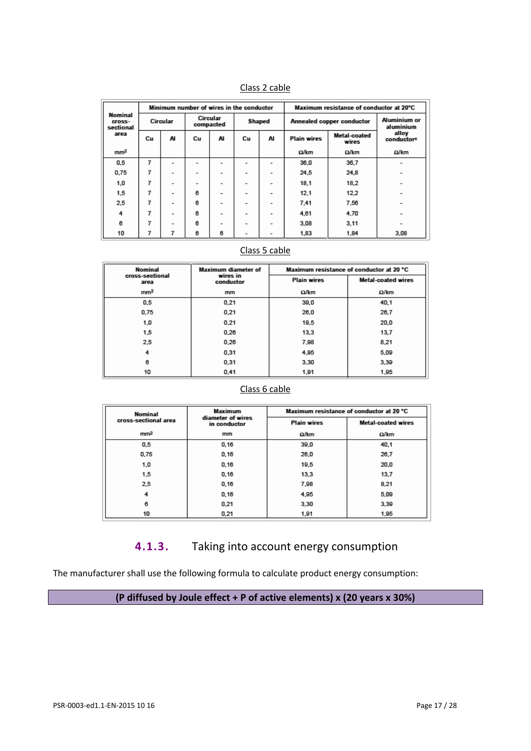Class 2 cable

| Nominal cross-sectional area | Minimum number of wires in the conductor | | | | | | Maximum resistance of conductor at 20°C | | |
|---|---|---|---|---|---|---|---|---|---|
| | Circular | | Circular compacted | | Shaped | | Annealed copper conductor | | Aluminium or aluminium alloy conductor[c] |
| | Cu | Al | Cu | Al | Cu | Al | Plain wires | Metal-coated wires | |
| mm² | | | | | | | Ω/km | Ω/km | Ω/km |
| 0,5 | 7 | - | - | - | - | - | 36,0 | 36,7 | - |
| 0,75 | 7 | - | - | - | - | - | 24,5 | 24,8 | - |
| 1,0 | 7 | - | - | - | - | - | 18,1 | 18,2 | - |
| 1,5 | 7 | - | 6 | - | - | - | 12,1 | 12,2 | - |
| 2,5 | 7 | - | 6 | - | - | - | 7,41 | 7,56 | - |
| 4 | 7 | - | 6 | - | - | - | 4,61 | 4,70 | - |
| 6 | 7 | - | 6 | - | - | - | 3,08 | 3,11 | - |
| 10 | 7 | 7 | 6 | 6 | - | - | 1,83 | 1,84 | 3,08 |

Class 5 cable

| Nominal cross-sectional area | Maximum diameter of wires in conductor | Maximum resistance of conductor at 20 °C | |
|---|---|---|---|
| | | Plain wires | Metal-coated wires |
| mm² | mm | Ω/km | Ω/km |
| 0,5 | 0,21 | 39,0 | 40,1 |
| 0,75 | 0,21 | 26,0 | 26,7 |
| 1,0 | 0,21 | 19,5 | 20,0 |
| 1,5 | 0,26 | 13,3 | 13,7 |
| 2,5 | 0,26 | 7,98 | 8,21 |
| 4 | 0,31 | 4,95 | 5,09 |
| 6 | 0,31 | 3,30 | 3,39 |
| 10 | 0,41 | 1,91 | 1,95 |

Class 6 cable

| Nominal cross-sectional area | Maximum diameter of wires in conductor | Maximum resistance of conductor at 20 °C | |
|---|---|---|---|
| | | Plain wires | Metal-coated wires |
| mm² | mm | Ω/km | Ω/km |
| 0,5 | 0,16 | 39,0 | 40,1 |
| 0,75 | 0,16 | 26,0 | 26,7 |
| 1,0 | 0,16 | 19,5 | 20,0 |
| 1,5 | 0,16 | 13,3 | 13,7 |
| 2,5 | 0,16 | 7,98 | 8,21 |
| 4 | 0,16 | 4,95 | 5,09 |
| 6 | 0,21 | 3,30 | 3,39 |
| 10 | 0,21 | 1,91 | 1,95 |

### 4.1.3. Taking into account energy consumption

The manufacturer shall use the following formula to calculate product energy consumption:

**(P diffused by Joule effect + P of active elements) x (20 years x 30%)**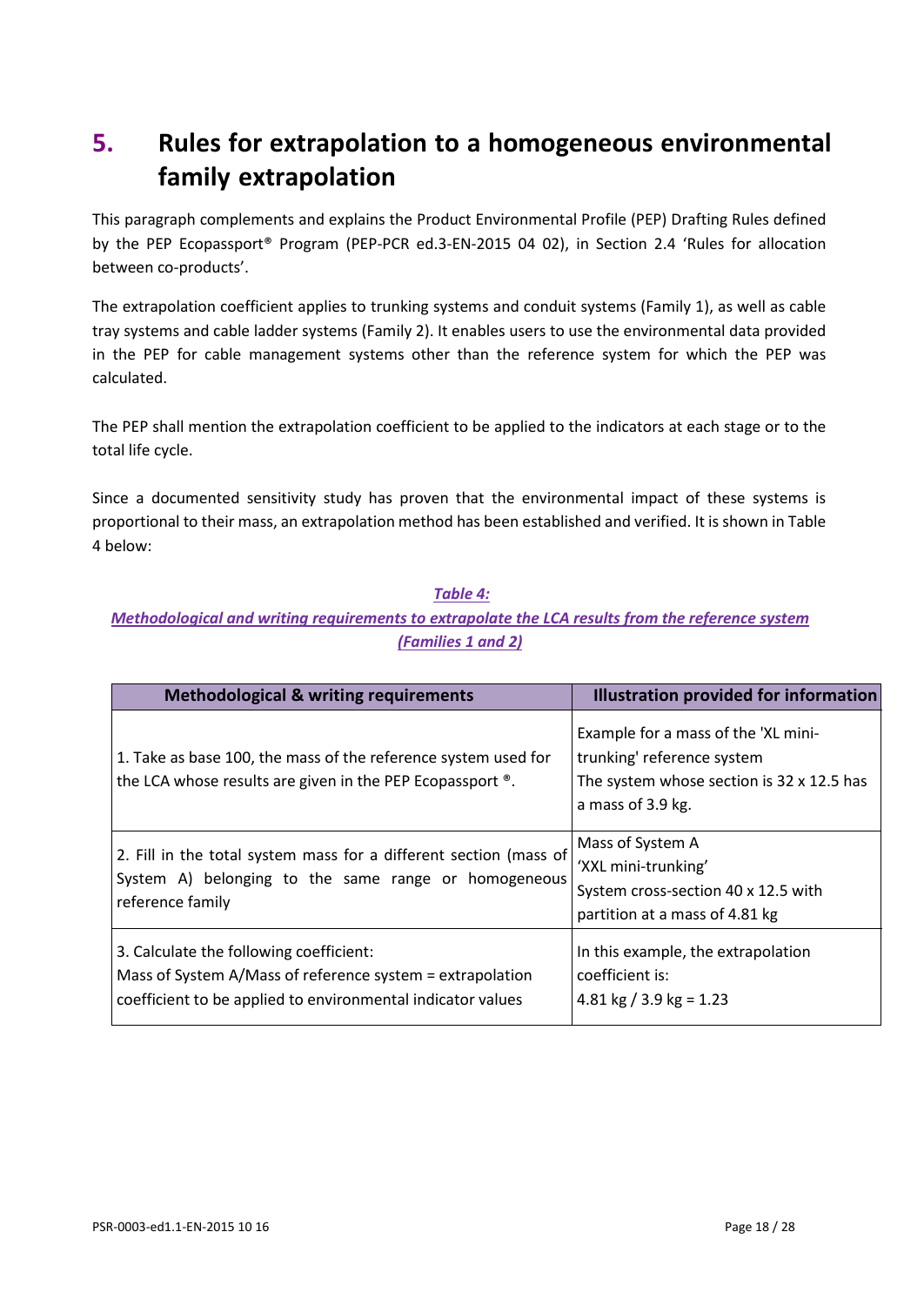# 5. Rules for extrapolation to a homogeneous environmental family extrapolation

This paragraph complements and explains the Product Environmental Profile (PEP) Drafting Rules defined by the PEP Ecopassport® Program (PEP-PCR ed.3-EN-2015 04 02), in Section 2.4 'Rules for allocation between co-products'.

The extrapolation coefficient applies to trunking systems and conduit systems (Family 1), as well as cable tray systems and cable ladder systems (Family 2). It enables users to use the environmental data provided in the PEP for cable management systems other than the reference system for which the PEP was calculated.

The PEP shall mention the extrapolation coefficient to be applied to the indicators at each stage or to the total life cycle.

Since a documented sensitivity study has proven that the environmental impact of these systems is proportional to their mass, an extrapolation method has been established and verified. It is shown in Table 4 below:

***Table 4:***
***Methodological and writing requirements to extrapolate the LCA results from the reference system (Families 1 and 2)***

| Methodological & writing requirements | Illustration provided for information |
|---|---|
| 1. Take as base 100, the mass of the reference system used for the LCA whose results are given in the PEP Ecopassport ®. | Example for a mass of the 'XL mini-trunking' reference system<br>The system whose section is 32 x 12.5 has a mass of 3.9 kg. |
| 2. Fill in the total system mass for a different section (mass of System A) belonging to the same range or homogeneous reference family | Mass of System A<br>'XXL mini-trunking'<br>System cross-section 40 x 12.5 with partition at a mass of 4.81 kg |
| 3. Calculate the following coefficient:<br>Mass of System A/Mass of reference system = extrapolation coefficient to be applied to environmental indicator values | In this example, the extrapolation coefficient is:<br>4.81 kg / 3.9 kg = 1.23 |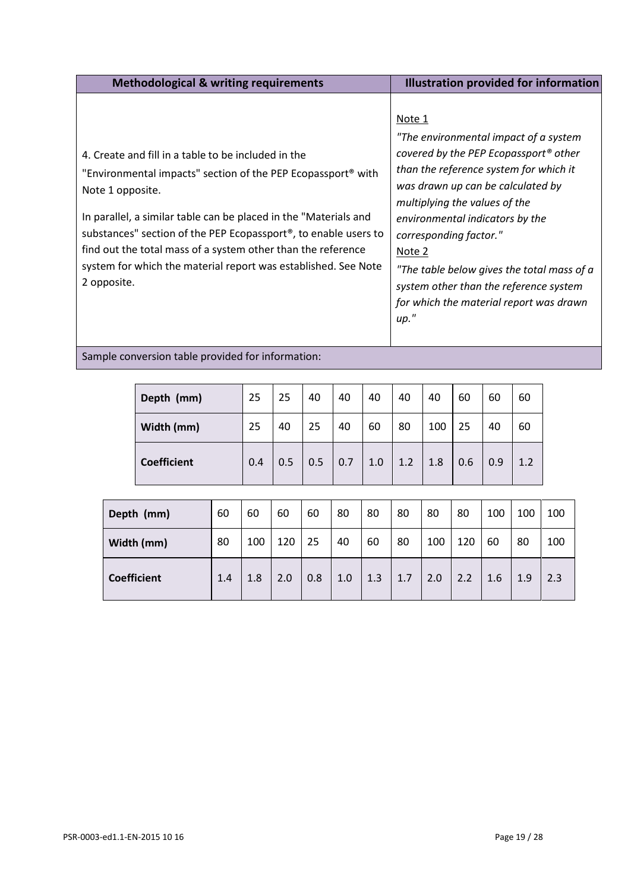| Methodological & writing requirements | Illustration provided for information |
|---|---|
| 4. Create and fill in a table to be included in the "Environmental impacts" section of the PEP Ecopassport® with Note 1 opposite.<br><br>In parallel, a similar table can be placed in the "Materials and substances" section of the PEP Ecopassport®, to enable users to find out the total mass of a system other than the reference system for which the material report was established. See Note 2 opposite. | Note 1<br>*"The environmental impact of a system covered by the PEP Ecopassport® other than the reference system for which it was drawn up can be calculated by multiplying the values of the environmental indicators by the corresponding factor."*<br>Note 2<br>*"The table below gives the total mass of a system other than the reference system for which the material report was drawn up."* |

Sample conversion table provided for information:

| **Depth (mm)** | 25 | 25 | 40 | 40 | 40 | 40 | 40 | 60 | 60 | 60 |
|---|---|---|---|---|---|---|---|---|---|---|
| **Width (mm)** | 25 | 40 | 25 | 40 | 60 | 80 | 100 | 25 | 40 | 60 |
| **Coefficient** | 0.4 | 0.5 | 0.5 | 0.7 | 1.0 | 1.2 | 1.8 | 0.6 | 0.9 | 1.2 |

| **Depth (mm)** | 60 | 60 | 60 | 60 | 80 | 80 | 80 | 80 | 80 | 100 | 100 | 100 |
|---|---|---|---|---|---|---|---|---|---|---|---|---|
| **Width (mm)** | 80 | 100 | 120 | 25 | 40 | 60 | 80 | 100 | 120 | 60 | 80 | 100 |
| **Coefficient** | 1.4 | 1.8 | 2.0 | 0.8 | 1.0 | 1.3 | 1.7 | 2.0 | 2.2 | 1.6 | 1.9 | 2.3 |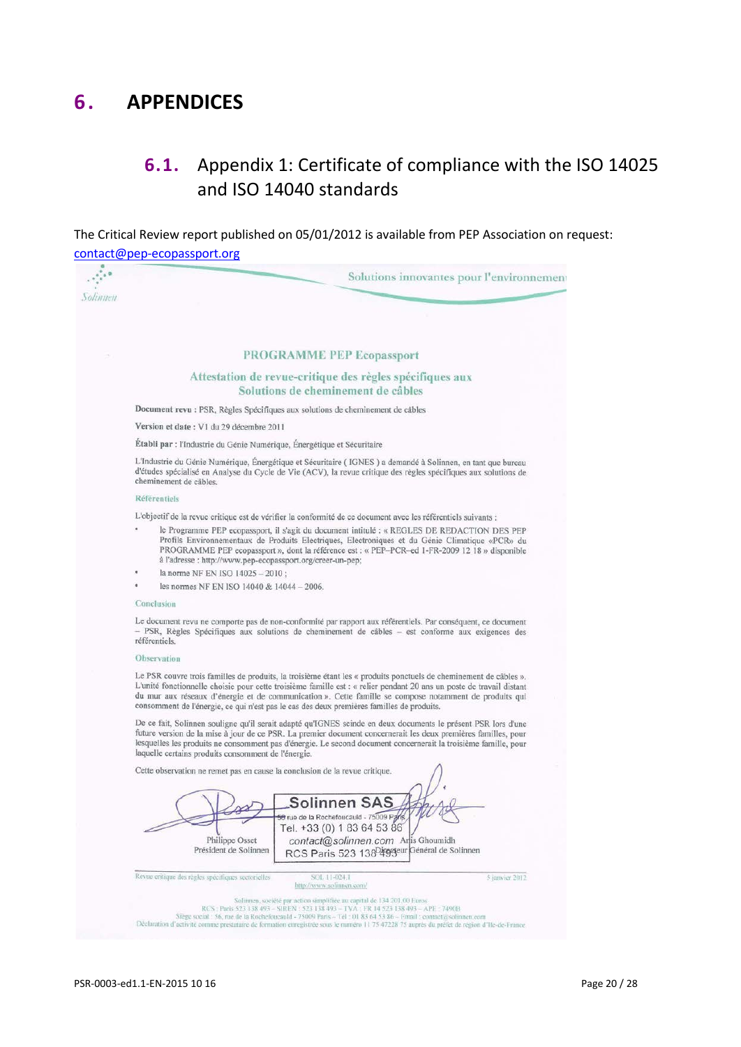# 6. APPENDICES

## 6.1. Appendix 1: Certificate of compliance with the ISO 14025 and ISO 14040 standards

The Critical Review report published on 05/01/2012 is available from PEP Association on request: contact@pep-ecopassport.org

Solinnen

Solutions innovantes pour l'environnement

**PROGRAMME PEP Ecopassport**

**Attestation de revue-critique des règles spécifiques aux Solutions de cheminement de câbles**

**Document revu :** PSR, Règles Spécifiques aux solutions de cheminement de câbles

**Version et date :** V1 du 29 décembre 2011

**Établi par :** l'Industrie du Génie Numérique, Énergétique et Sécuritaire

L'Industrie du Génie Numérique, Énergétique et Sécuritaire ( IGNES ) a demandé à Solinnen, en tant que bureau d'études spécialisé en Analyse du Cycle de Vie (ACV), la revue critique des règles spécifiques aux solutions de cheminement de câbles.

**Référentiels**

L'objectif de la revue critique est de vérifier la conformité de ce document avec les référentiels suivants :

- le Programme PEP ecopassport, il s'agit du document intitulé : « REGLES DE REDACTION DES PEP Profils Environnementaux de Produits Electriques, Electroniques et du Génie Climatique «PCR» du PROGRAMME PEP ecopassport », dont la référence est : « PEP-PCR-ed 1-FR-2009 12 18 » disponible à l'adresse : http://www.pep-ecopassport.org/creer-un-pep;
- la norme NF EN ISO 14025 – 2010 ;
- les normes NF EN ISO 14040 & 14044 – 2006.

**Conclusion**

Le document revu ne comporte pas de non-conformité par rapport aux référentiels. Par conséquent, ce document – PSR, Règles Spécifiques aux solutions de cheminement de câbles – est conforme aux exigences des référentiels.

**Observation**

Le PSR couvre trois familles de produits, la troisième étant les « produits ponctuels de cheminement de câbles ». L'unité fonctionnelle choisie pour cette troisième famille est : « relier pendant 20 ans un poste de travail distant du mur aux réseaux d'énergie et de communication ». Cette famille se compose notamment de produits qui consomment de l'énergie, ce qui n'est pas le cas des deux premières familles de produits.

De ce fait, Solinnen souligne qu'il serait adapté qu'IGNES scinde en deux documents le présent PSR lors d'une future version de la mise à jour de ce PSR. Le premier document concernerait les deux premières familles, pour lesquelles les produits ne consomment pas d'énergie. Le second document concernerait la troisième famille, pour laquelle certains produits consomment de l'énergie.

Cette observation ne remet pas en cause la conclusion de la revue critique.

Philippe Osset
Président de Solinnen

Solinnen SAS
56 rue de la Rochefoucauld - 75009 Paris
Tel. +33 (0) 1 83 64 53 86
contact@solinnen.com
RCS Paris 523 138 493

Anis Ghoumidh
Directeur Général de Solinnen

Revue critique des règles spécifiques sectorielles — SOL 11-024.1 — http://www.solinnen.com/ — 5 janvier 2012

Solinnen, société par action simplifiée au capital de 134 201,00 Euros
RCS : Paris 523 138 493 – SIREN : 523 138 493 – TVA : FR 14 523 138 493 – APE : 7490B
Siège social : 56, rue de la Rochefoucauld - 75009 Paris – Tel : 01 83 64 53 86 – Email : contact@solinnen.com
Déclaration d'activité comme prestataire de formation enregistrée sous le numéro 11 75 47228 75 auprès du préfet de région d'Ile-de-France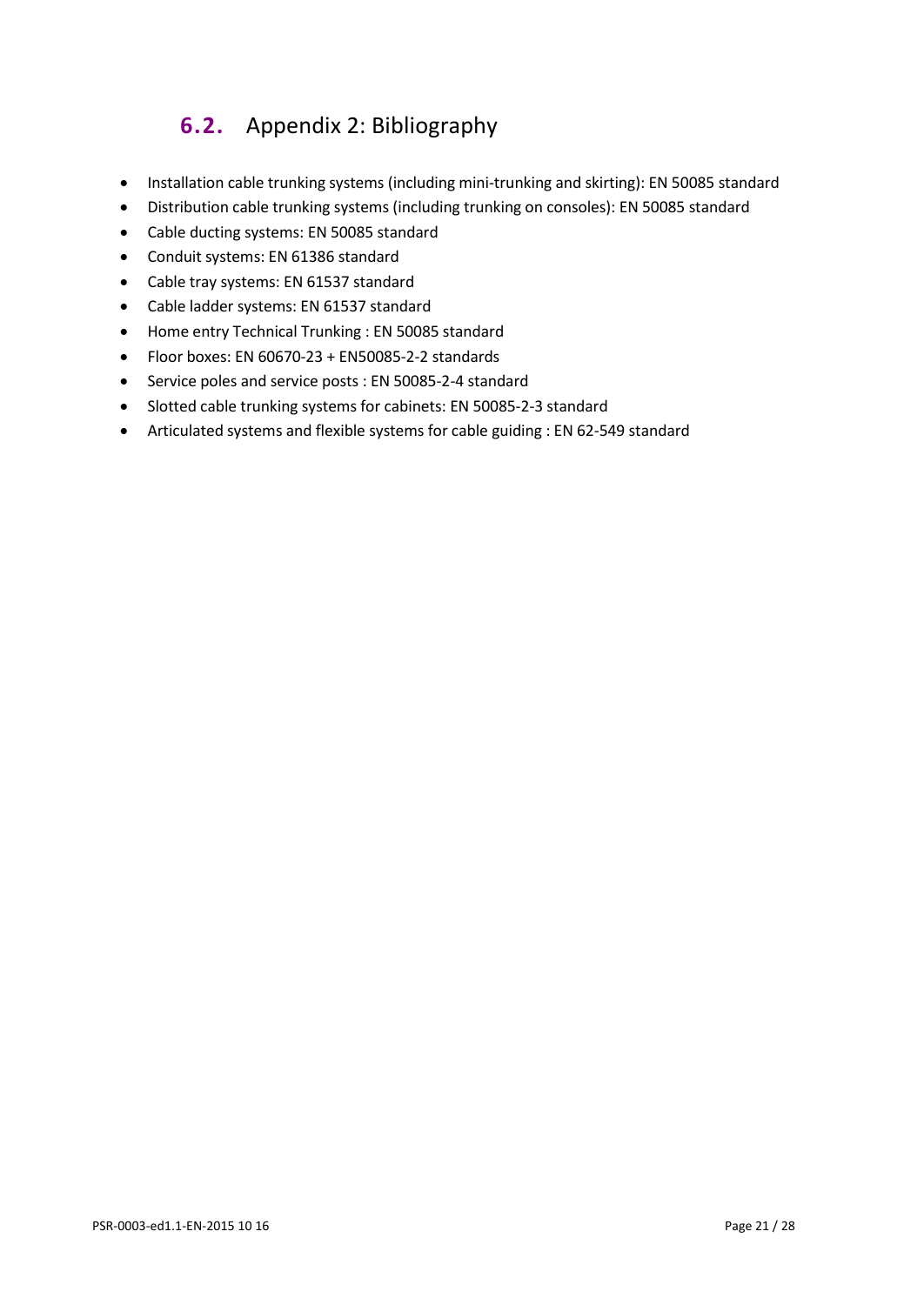## 6.2. Appendix 2: Bibliography

- Installation cable trunking systems (including mini-trunking and skirting): EN 50085 standard
- Distribution cable trunking systems (including trunking on consoles): EN 50085 standard
- Cable ducting systems: EN 50085 standard
- Conduit systems: EN 61386 standard
- Cable tray systems: EN 61537 standard
- Cable ladder systems: EN 61537 standard
- Home entry Technical Trunking : EN 50085 standard
- Floor boxes: EN 60670-23 + EN50085-2-2 standards
- Service poles and service posts : EN 50085-2-4 standard
- Slotted cable trunking systems for cabinets: EN 50085-2-3 standard
- Articulated systems and flexible systems for cable guiding : EN 62-549 standard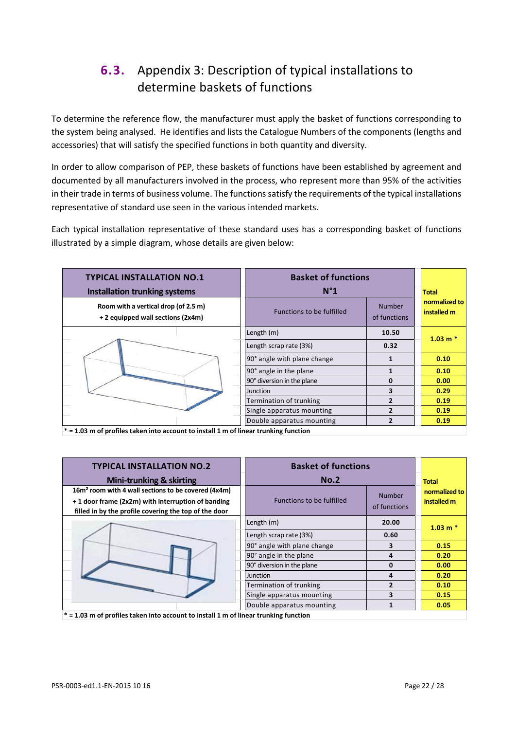## 6.3. Appendix 3: Description of typical installations to determine baskets of functions

To determine the reference flow, the manufacturer must apply the basket of functions corresponding to the system being analysed. He identifies and lists the Catalogue Numbers of the components (lengths and accessories) that will satisfy the specified functions in both quantity and diversity.

In order to allow comparison of PEP, these baskets of functions have been established by agreement and documented by all manufacturers involved in the process, who represent more than 95% of the activities in their trade in terms of business volume. The functions satisfy the requirements of the typical installations representative of standard use seen in the various intended markets.

Each typical installation representative of these standard uses has a corresponding basket of functions illustrated by a simple diagram, whose details are given below:

| **TYPICAL INSTALLATION NO.1 Installation trunking systems** | **Basket of functions N°1** | | **Total normalized to installed m** |
|---|---|---|---|
| **Room with a vertical drop (of 2.5 m) + 2 equipped wall sections (2x4m)** | Functions to be fulfilled | Number of functions | |
| | Length (m) | **10.50** | **1.03 m \*** |
| | Length scrap rate (3%) | **0.32** | |
| | 90° angle with plane change | **1** | **0.10** |
| | 90° angle in the plane | **1** | **0.10** |
| | 90° diversion in the plane | **0** | **0.00** |
| | Junction | **3** | **0.29** |
| | Termination of trunking | **2** | **0.19** |
| | Single apparatus mounting | **2** | **0.19** |
| | Double apparatus mounting | **2** | **0.19** |

**\* = 1.03 m of profiles taken into account to install 1 m of linear trunking function**

| **TYPICAL INSTALLATION NO.2 Mini-trunking & skirting** | **Basket of functions No.2** | | **Total normalized to installed m** |
|---|---|---|---|
| **16m² room with 4 wall sections to be covered (4x4m) + 1 door frame (2x2m) with interruption of banding filled in by the profile covering the top of the door** | Functions to be fulfilled | Number of functions | |
| | Length (m) | **20.00** | **1.03 m \*** |
| | Length scrap rate (3%) | **0.60** | |
| | 90° angle with plane change | **3** | **0.15** |
| | 90° angle in the plane | **4** | **0.20** |
| | 90° diversion in the plane | **0** | **0.00** |
| | Junction | **4** | **0.20** |
| | Termination of trunking | **2** | **0.10** |
| | Single apparatus mounting | **3** | **0.15** |
| | Double apparatus mounting | **1** | **0.05** |

**\* = 1.03 m of profiles taken into account to install 1 m of linear trunking function**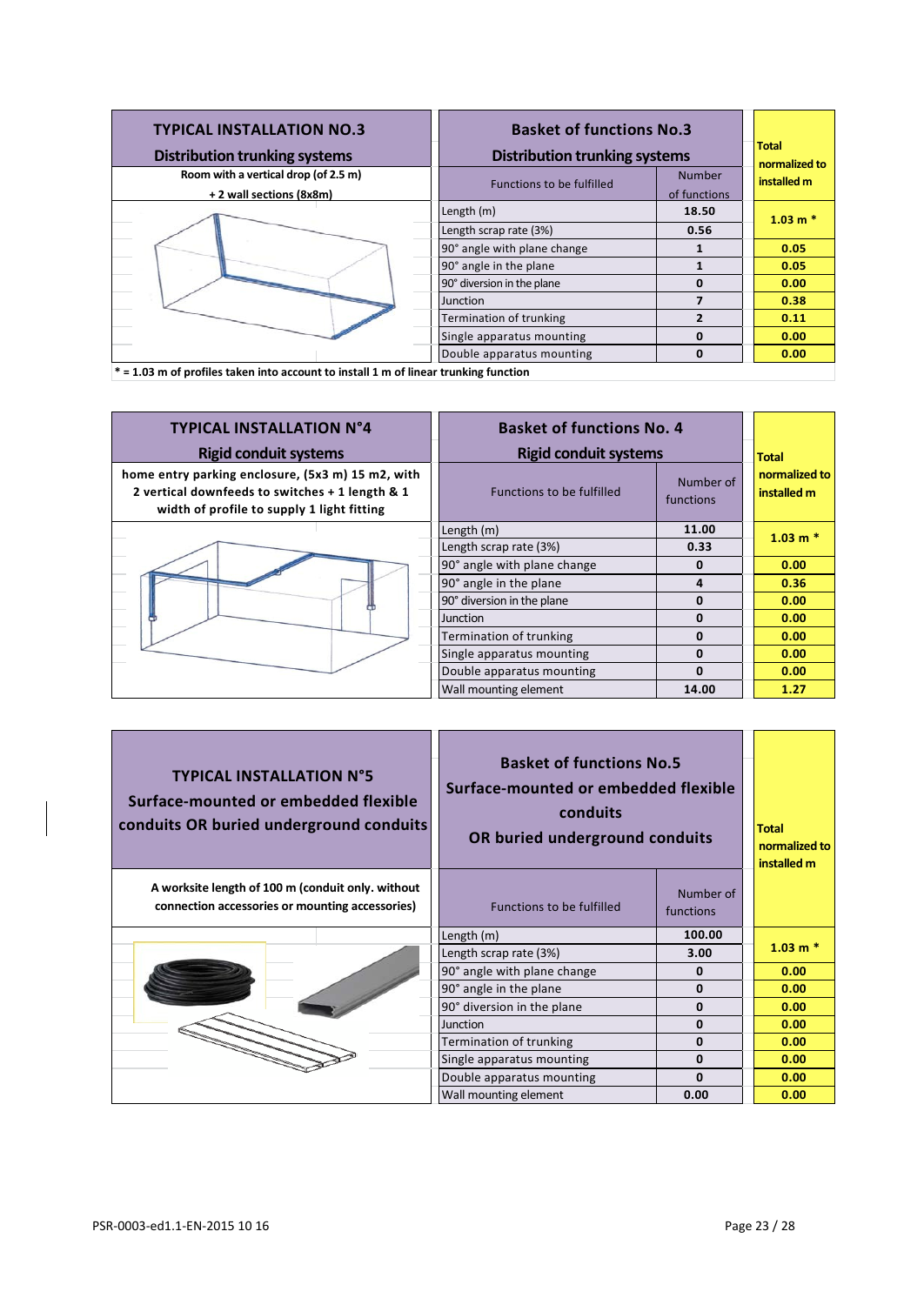| TYPICAL INSTALLATION NO.3 Distribution trunking systems | Basket of functions No.3 Distribution trunking systems | | Total normalized to installed m |
|---|---|---|---|
| Room with a vertical drop (of 2.5 m) + 2 wall sections (8x8m) | Functions to be fulfilled | Number of functions | |
| | Length (m) | 18.50 | 1.03 m * |
| | Length scrap rate (3%) | 0.56 | |
| | 90° angle with plane change | 1 | 0.05 |
| | 90° angle in the plane | 1 | 0.05 |
| | 90° diversion in the plane | 0 | 0.00 |
| | Junction | 7 | 0.38 |
| | Termination of trunking | 2 | 0.11 |
| | Single apparatus mounting | 0 | 0.00 |
| | Double apparatus mounting | 0 | 0.00 |

* = 1.03 m of profiles taken into account to install 1 m of linear trunking function

| TYPICAL INSTALLATION N°4 Rigid conduit systems | Basket of functions No. 4 Rigid conduit systems | | Total normalized to installed m |
|---|---|---|---|
| home entry parking enclosure, (5x3 m) 15 m2, with 2 vertical downfeeds to switches + 1 length & 1 width of profile to supply 1 light fitting | Functions to be fulfilled | Number of functions | |
| | Length (m) | 11.00 | 1.03 m * |
| | Length scrap rate (3%) | 0.33 | |
| | 90° angle with plane change | 0 | 0.00 |
| | 90° angle in the plane | 4 | 0.36 |
| | 90° diversion in the plane | 0 | 0.00 |
| | Junction | 0 | 0.00 |
| | Termination of trunking | 0 | 0.00 |
| | Single apparatus mounting | 0 | 0.00 |
| | Double apparatus mounting | 0 | 0.00 |
| | Wall mounting element | 14.00 | 1.27 |

| TYPICAL INSTALLATION N°5 Surface-mounted or embedded flexible conduits OR buried underground conduits | Basket of functions No.5 Surface-mounted or embedded flexible conduits OR buried underground conduits | | Total normalized to installed m |
|---|---|---|---|
| A worksite length of 100 m (conduit only. without connection accessories or mounting accessories) | Functions to be fulfilled | Number of functions | |
| | Length (m) | 100.00 | 1.03 m * |
| | Length scrap rate (3%) | 3.00 | |
| | 90° angle with plane change | 0 | 0.00 |
| | 90° angle in the plane | 0 | 0.00 |
| | 90° diversion in the plane | 0 | 0.00 |
| | Junction | 0 | 0.00 |
| | Termination of trunking | 0 | 0.00 |
| | Single apparatus mounting | 0 | 0.00 |
| | Double apparatus mounting | 0 | 0.00 |
| | Wall mounting element | 0.00 | 0.00 |

PSR-0003-ed1.1-EN-2015 10 16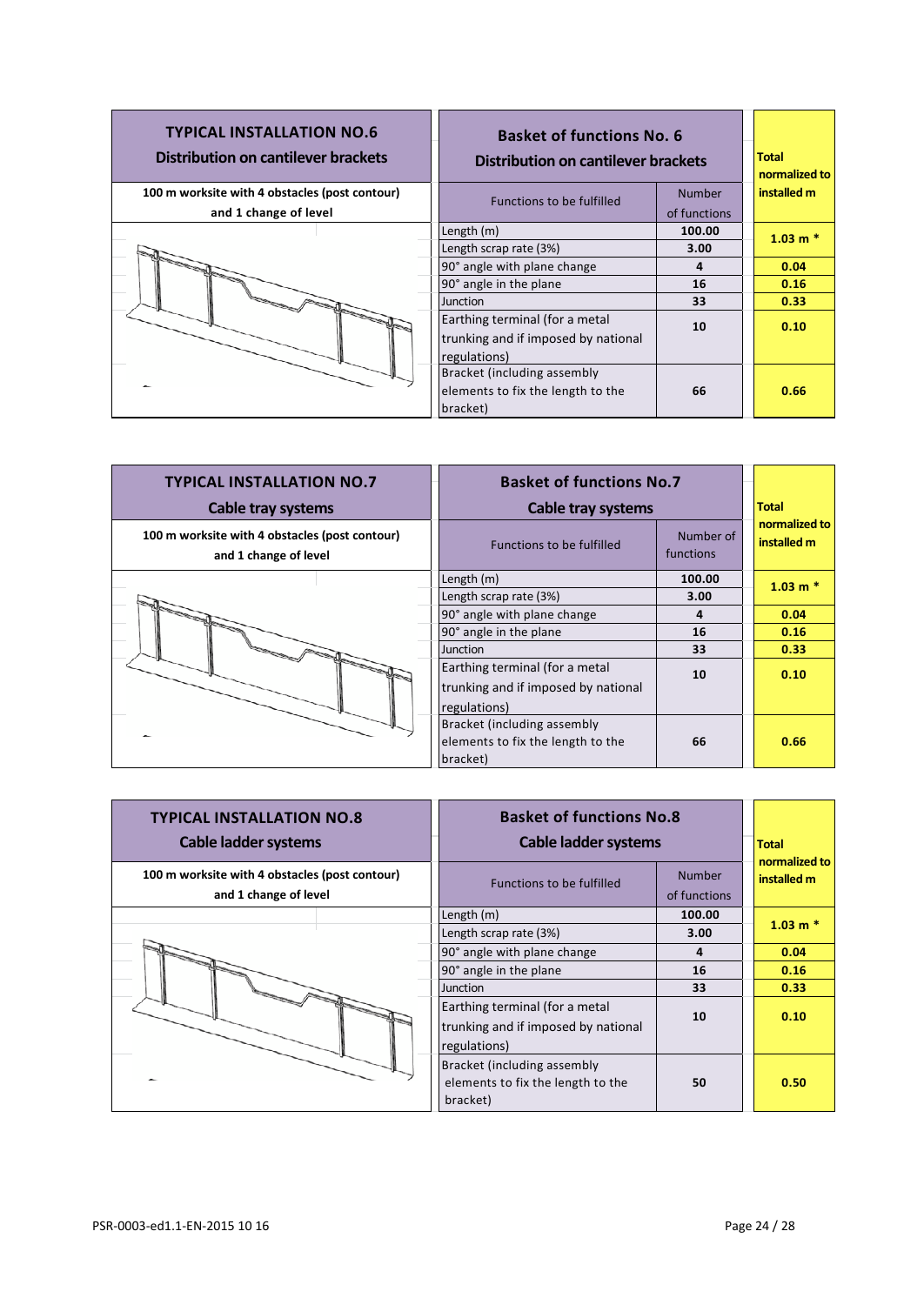## TYPICAL INSTALLATION NO.6
### Distribution on cantilever brackets

**100 m worksite with 4 obstacles (post contour) and 1 change of level**

| Basket of functions No. 6 Distribution on cantilever brackets | | Total normalized to installed m |
|---|---|---|
| Functions to be fulfilled | Number of functions | |
| Length (m) | 100.00 | 1.03 m * |
| Length scrap rate (3%) | 3.00 | |
| 90° angle with plane change | 4 | 0.04 |
| 90° angle in the plane | 16 | 0.16 |
| Junction | 33 | 0.33 |
| Earthing terminal (for a metal trunking and if imposed by national regulations) | 10 | 0.10 |
| Bracket (including assembly elements to fix the length to the bracket) | 66 | 0.66 |

## TYPICAL INSTALLATION NO.7
### Cable tray systems

**100 m worksite with 4 obstacles (post contour) and 1 change of level**

| Basket of functions No.7 Cable tray systems | | Total normalized to installed m |
|---|---|---|
| Functions to be fulfilled | Number of functions | |
| Length (m) | 100.00 | 1.03 m * |
| Length scrap rate (3%) | 3.00 | |
| 90° angle with plane change | 4 | 0.04 |
| 90° angle in the plane | 16 | 0.16 |
| Junction | 33 | 0.33 |
| Earthing terminal (for a metal trunking and if imposed by national regulations) | 10 | 0.10 |
| Bracket (including assembly elements to fix the length to the bracket) | 66 | 0.66 |

## TYPICAL INSTALLATION NO.8
### Cable ladder systems

**100 m worksite with 4 obstacles (post contour) and 1 change of level**

| Basket of functions No.8 Cable ladder systems | | Total normalized to installed m |
|---|---|---|
| Functions to be fulfilled | Number of functions | |
| Length (m) | 100.00 | 1.03 m * |
| Length scrap rate (3%) | 3.00 | |
| 90° angle with plane change | 4 | 0.04 |
| 90° angle in the plane | 16 | 0.16 |
| Junction | 33 | 0.33 |
| Earthing terminal (for a metal trunking and if imposed by national regulations) | 10 | 0.10 |
| Bracket (including assembly elements to fix the length to the bracket) | 50 | 0.50 |

PSR-0003-ed1.1-EN-2015 10 16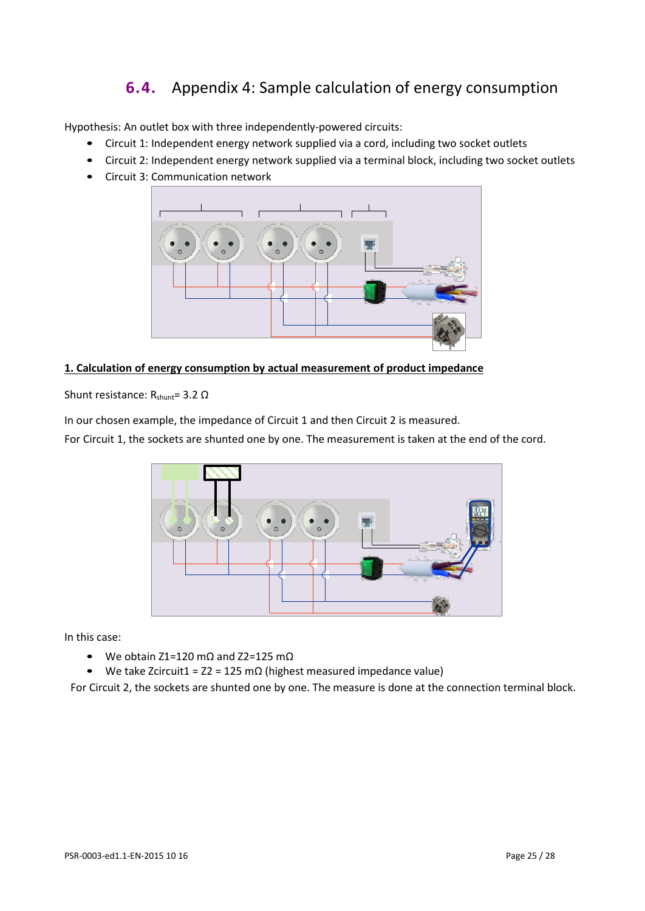## 6.4. Appendix 4: Sample calculation of energy consumption

Hypothesis: An outlet box with three independently-powered circuits:

- Circuit 1: Independent energy network supplied via a cord, including two socket outlets
- Circuit 2: Independent energy network supplied via a terminal block, including two socket outlets
- Circuit 3: Communication network

**1. Calculation of energy consumption by actual measurement of product impedance**

Shunt resistance: $R_{shunt}$= 3.2 Ω

In our chosen example, the impedance of Circuit 1 and then Circuit 2 is measured.

For Circuit 1, the sockets are shunted one by one. The measurement is taken at the end of the cord.

In this case:

- We obtain Z1=120 mΩ and Z2=125 mΩ
- We take Zcircuit1 = Z2 = 125 mΩ (highest measured impedance value)

For Circuit 2, the sockets are shunted one by one. The measure is done at the connection terminal block.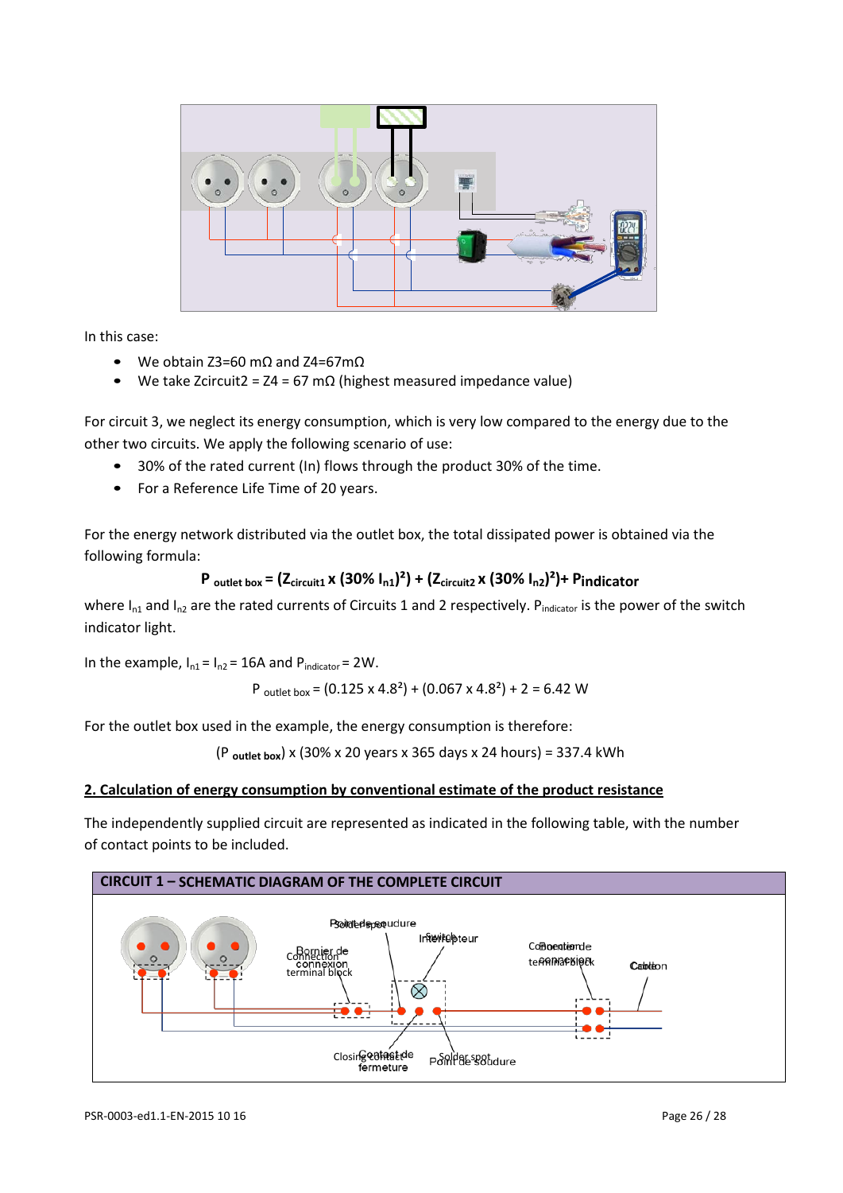In this case:

- We obtain Z3=60 mΩ and Z4=67mΩ
- We take Zcircuit2 = Z4 = 67 mΩ (highest measured impedance value)

For circuit 3, we neglect its energy consumption, which is very low compared to the energy due to the other two circuits. We apply the following scenario of use:

- 30% of the rated current (In) flows through the product 30% of the time.
- For a Reference Life Time of 20 years.

For the energy network distributed via the outlet box, the total dissipated power is obtained via the following formula:

$$P_{\text{outlet box}} = (Z_{\text{circuit1}} \times (30\%\ I_{n1})^2) + (Z_{\text{circuit2}} \times (30\%\ I_{n2})^2) + P_{\text{indicator}}$$

where $I_{n1}$ and $I_{n2}$ are the rated currents of Circuits 1 and 2 respectively. $P_{\text{indicator}}$ is the power of the switch indicator light.

In the example, $I_{n1} = I_{n2} = 16A$ and $P_{\text{indicator}} = 2W$.

$$P_{\text{outlet box}} = (0.125 \times 4.8^2) + (0.067 \times 4.8^2) + 2 = 6.42\ W$$

For the outlet box used in the example, the energy consumption is therefore:

$$(P_{\text{outlet box}}) \times (30\% \times 20 \text{ years} \times 365 \text{ days} \times 24 \text{ hours}) = 337.4\ kWh$$

## 2. Calculation of energy consumption by conventional estimate of the product resistance

The independently supplied circuit are represented as indicated in the following table, with the number of contact points to be included.

| CIRCUIT 1 – SCHEMATIC DIAGRAM OF THE COMPLETE CIRCUIT |
| --- |
| Solder spot / Point de soudure; Switch / Interrupteur; Connection terminal block / Bornier de connexion; Connection terminal block / Bornier de connexion; Cable / Câble; Closing contact / Contact de fermeture; Solder spot / Point de soudure |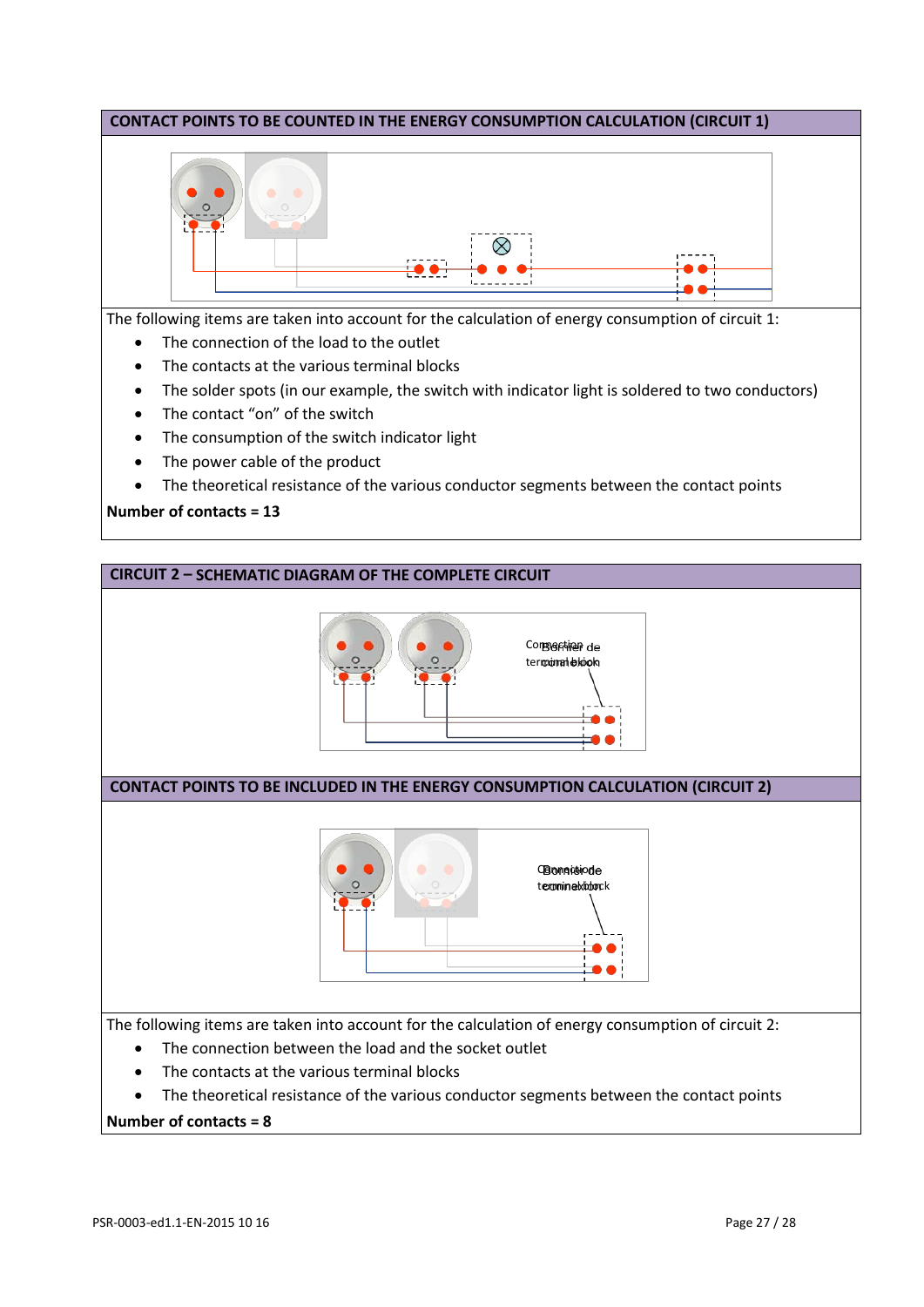## CONTACT POINTS TO BE COUNTED IN THE ENERGY CONSUMPTION CALCULATION (CIRCUIT 1)

The following items are taken into account for the calculation of energy consumption of circuit 1:

- The connection of the load to the outlet
- The contacts at the various terminal blocks
- The solder spots (in our example, the switch with indicator light is soldered to two conductors)
- The contact "on" of the switch
- The consumption of the switch indicator light
- The power cable of the product
- The theoretical resistance of the various conductor segments between the contact points

**Number of contacts = 13**

## CIRCUIT 2 – SCHEMATIC DIAGRAM OF THE COMPLETE CIRCUIT

Connection terminal block

## CONTACT POINTS TO BE INCLUDED IN THE ENERGY CONSUMPTION CALCULATION (CIRCUIT 2)

Connection terminal block

The following items are taken into account for the calculation of energy consumption of circuit 2:

- The connection between the load and the socket outlet
- The contacts at the various terminal blocks
- The theoretical resistance of the various conductor segments between the contact points

**Number of contacts = 8**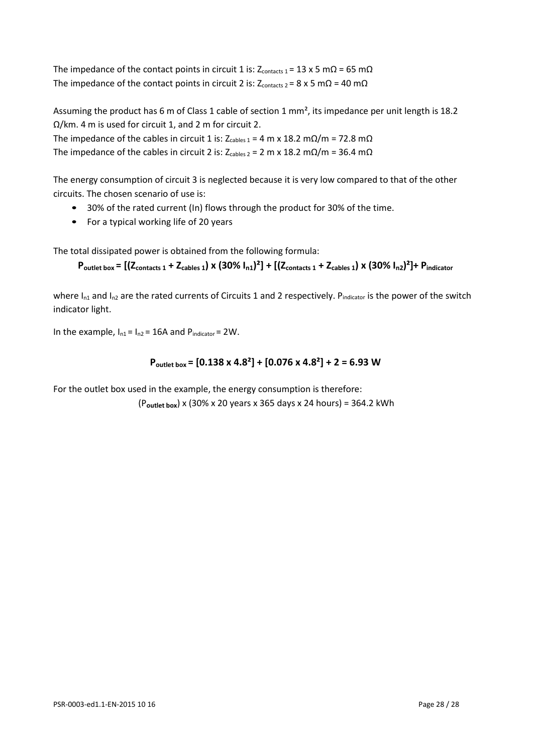The impedance of the contact points in circuit 1 is: $Z_{contacts\ 1} = 13 \times 5\ m\Omega = 65\ m\Omega$
The impedance of the contact points in circuit 2 is: $Z_{contacts\ 2} = 8 \times 5\ m\Omega = 40\ m\Omega$

Assuming the product has 6 m of Class 1 cable of section 1 mm², its impedance per unit length is 18.2 Ω/km. 4 m is used for circuit 1, and 2 m for circuit 2.
The impedance of the cables in circuit 1 is: $Z_{cables\ 1} = 4\ m \times 18.2\ m\Omega/m = 72.8\ m\Omega$
The impedance of the cables in circuit 2 is: $Z_{cables\ 2} = 2\ m \times 18.2\ m\Omega/m = 36.4\ m\Omega$

The energy consumption of circuit 3 is neglected because it is very low compared to that of the other circuits. The chosen scenario of use is:

- 30% of the rated current (In) flows through the product for 30% of the time.
- For a typical working life of 20 years

The total dissipated power is obtained from the following formula:

$$\mathbf{P_{outlet\ box} = [(Z_{contacts\ 1} + Z_{cables\ 1}) \times (30\%\ I_{n1})^2] + [(Z_{contacts\ 1} + Z_{cables\ 1}) \times (30\%\ I_{n2})^2] + P_{indicator}}$$

where $I_{n1}$ and $I_{n2}$ are the rated currents of Circuits 1 and 2 respectively. $P_{indicator}$ is the power of the switch indicator light.

In the example, $I_{n1} = I_{n2} = 16A$ and $P_{indicator} = 2W$.

$$\mathbf{P_{outlet\ box} = [0.138 \times 4.8^2] + [0.076 \times 4.8^2] + 2 = 6.93\ W}$$

For the outlet box used in the example, the energy consumption is therefore:

$$(P_{\mathbf{outlet\ box}}) \times (30\% \times 20 \text{ years} \times 365 \text{ days} \times 24 \text{ hours}) = 364.2 \text{ kWh}$$